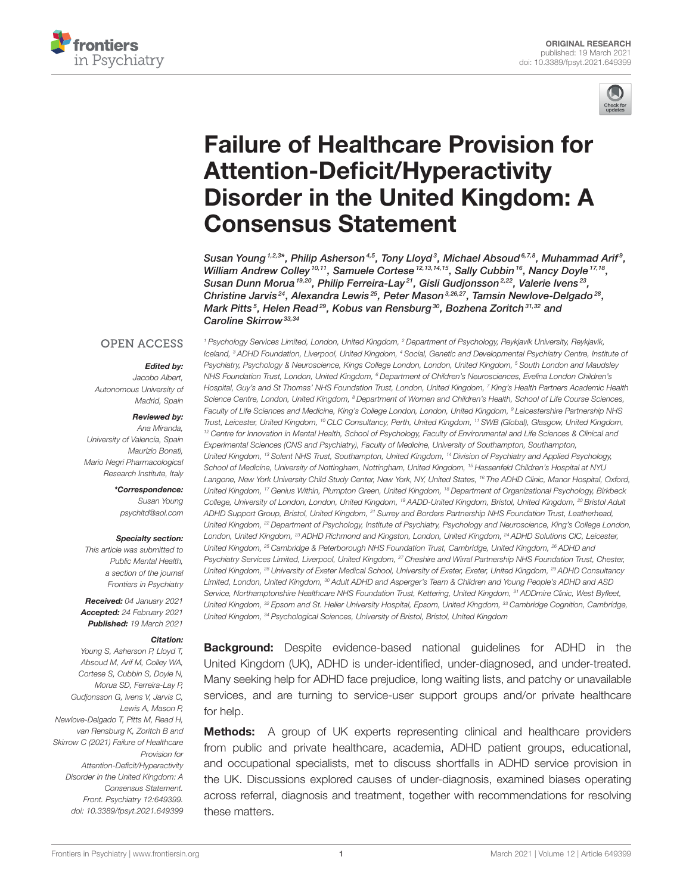ORIGINAL RESEARCH
published: 19 March 2021
doi: 10.3389/fpsyt.2021.649399

# Failure of Healthcare Provision for Attention-Deficit/Hyperactivity Disorder in the United Kingdom: A Consensus Statement

*Susan Young*[1,2,3]*, *Philip Asherson*[4,5], *Tony Lloyd*[3], *Michael Absoud*[6,7,8], *Muhammad Arif*[9], *William Andrew Colley*[10,11], *Samuele Cortese*[12,13,14,15], *Sally Cubbin*[16], *Nancy Doyle*[17,18], *Susan Dunn Morua*[19,20], *Philip Ferreira-Lay*[21], *Gisli Gudjonsson*[2,22], *Valerie Ivens*[23], *Christine Jarvis*[24], *Alexandra Lewis*[25], *Peter Mason*[3,26,27], *Tamsin Newlove-Delgado*[28], *Mark Pitts*[5], *Helen Read*[29], *Kobus van Rensburg*[30], *Bozhena Zoritch*[31,32] and *Caroline Skirrow*[33,34]

[1] Psychology Services Limited, London, United Kingdom, [2] Department of Psychology, Reykjavik University, Reykjavik, Iceland, [3] ADHD Foundation, Liverpool, United Kingdom, [4] Social, Genetic and Developmental Psychiatry Centre, Institute of Psychiatry, Psychology & Neuroscience, Kings College London, London, United Kingdom, [5] South London and Maudsley NHS Foundation Trust, London, United Kingdom, [6] Department of Children's Neurosciences, Evelina London Children's Hospital, Guy's and St Thomas' NHS Foundation Trust, London, United Kingdom, [7] King's Health Partners Academic Health Science Centre, London, United Kingdom, [8] Department of Women and Children's Health, School of Life Course Sciences, Faculty of Life Sciences and Medicine, King's College London, London, United Kingdom, [9] Leicestershire Partnership NHS Trust, Leicester, United Kingdom, [10] CLC Consultancy, Perth, United Kingdom, [11] SWB (Global), Glasgow, United Kingdom, [12] Centre for Innovation in Mental Health, School of Psychology, Faculty of Environmental and Life Sciences & Clinical and Experimental Sciences (CNS and Psychiatry), Faculty of Medicine, University of Southampton, Southampton, United Kingdom, [13] Solent NHS Trust, Southampton, United Kingdom, [14] Division of Psychiatry and Applied Psychology, School of Medicine, University of Nottingham, Nottingham, United Kingdom, [15] Hassenfeld Children's Hospital at NYU Langone, New York University Child Study Center, New York, NY, United States, [16] The ADHD Clinic, Manor Hospital, Oxford, United Kingdom, [17] Genius Within, Plumpton Green, United Kingdom, [18] Department of Organizational Psychology, Birkbeck College, University of London, London, United Kingdom, [19] AADD-United Kingdom, Bristol, United Kingdom, [20] Bristol Adult ADHD Support Group, Bristol, United Kingdom, [21] Surrey and Borders Partnership NHS Foundation Trust, Leatherhead, United Kingdom, [22] Department of Psychology, Institute of Psychiatry, Psychology and Neuroscience, King's College London, London, United Kingdom, [23] ADHD Richmond and Kingston, London, United Kingdom, [24] ADHD Solutions CIC, Leicester, United Kingdom, [25] Cambridge & Peterborough NHS Foundation Trust, Cambridge, United Kingdom, [26] ADHD and Psychiatry Services Limited, Liverpool, United Kingdom, [27] Cheshire and Wirral Partnership NHS Foundation Trust, Chester, United Kingdom, [28] University of Exeter Medical School, University of Exeter, Exeter, United Kingdom, [29] ADHD Consultancy Limited, London, United Kingdom, [30] Adult ADHD and Asperger's Team & Children and Young People's ADHD and ASD Service, Northamptonshire Healthcare NHS Foundation Trust, Kettering, United Kingdom, [31] ADDmire Clinic, West Byfleet, United Kingdom, [32] Epsom and St. Helier University Hospital, Epsom, United Kingdom, [33] Cambridge Cognition, Cambridge, United Kingdom, [34] Psychological Sciences, University of Bristol, Bristol, United Kingdom

OPEN ACCESS

***Edited by:***
*Jacobo Albert,*
*Autonomous University of Madrid, Spain*

***Reviewed by:***
*Ana Miranda,*
*University of Valencia, Spain*
*Maurizio Bonati,*
*Mario Negri Pharmacological Research Institute, Italy*

***\*Correspondence:***
*Susan Young*
*psychltd@aol.com*

***Specialty section:***
*This article was submitted to Public Mental Health, a section of the journal Frontiers in Psychiatry*

***Received:*** *04 January 2021*
***Accepted:*** *24 February 2021*
***Published:*** *19 March 2021*

***Citation:***
*Young S, Asherson P, Lloyd T, Absoud M, Arif M, Colley WA, Cortese S, Cubbin S, Doyle N, Morua SD, Ferreira-Lay P, Gudjonsson G, Ivens V, Jarvis C, Lewis A, Mason P, Newlove-Delgado T, Pitts M, Read H, van Rensburg K, Zoritch B and Skirrow C (2021) Failure of Healthcare Provision for Attention-Deficit/Hyperactivity Disorder in the United Kingdom: A Consensus Statement. Front. Psychiatry 12:649399. doi: 10.3389/fpsyt.2021.649399*

**Background:** Despite evidence-based national guidelines for ADHD in the United Kingdom (UK), ADHD is under-identified, under-diagnosed, and under-treated. Many seeking help for ADHD face prejudice, long waiting lists, and patchy or unavailable services, and are turning to service-user support groups and/or private healthcare for help.

**Methods:** A group of UK experts representing clinical and healthcare providers from public and private healthcare, academia, ADHD patient groups, educational, and occupational specialists, met to discuss shortfalls in ADHD service provision in the UK. Discussions explored causes of under-diagnosis, examined biases operating across referral, diagnosis and treatment, together with recommendations for resolving these matters.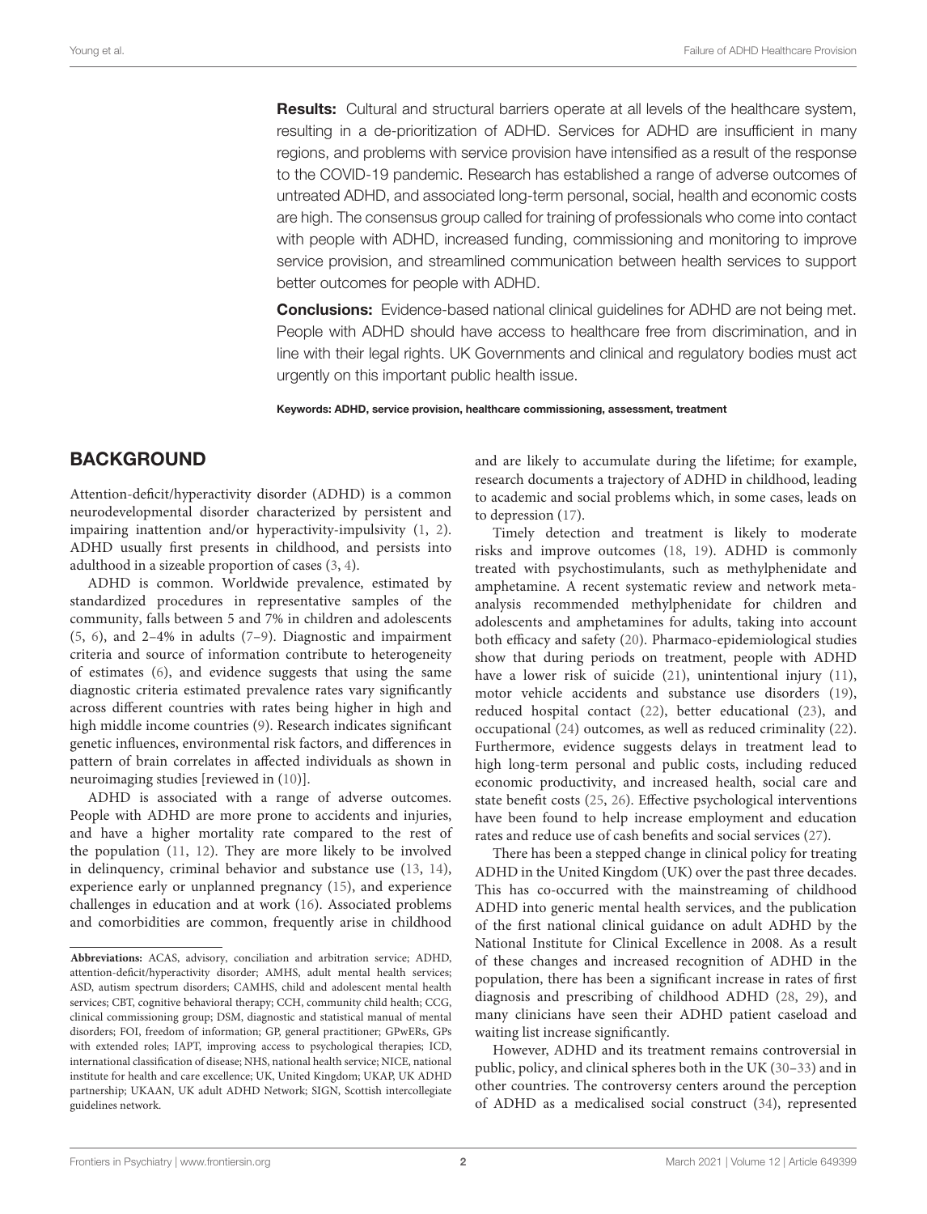**Results:** Cultural and structural barriers operate at all levels of the healthcare system, resulting in a de-prioritization of ADHD. Services for ADHD are insufficient in many regions, and problems with service provision have intensified as a result of the response to the COVID-19 pandemic. Research has established a range of adverse outcomes of untreated ADHD, and associated long-term personal, social, health and economic costs are high. The consensus group called for training of professionals who come into contact with people with ADHD, increased funding, commissioning and monitoring to improve service provision, and streamlined communication between health services to support better outcomes for people with ADHD.

**Conclusions:** Evidence-based national clinical guidelines for ADHD are not being met. People with ADHD should have access to healthcare free from discrimination, and in line with their legal rights. UK Governments and clinical and regulatory bodies must act urgently on this important public health issue.

**Keywords: ADHD, service provision, healthcare commissioning, assessment, treatment**

## BACKGROUND

Attention-deficit/hyperactivity disorder (ADHD) is a common neurodevelopmental disorder characterized by persistent and impairing inattention and/or hyperactivity-impulsivity (1, 2). ADHD usually first presents in childhood, and persists into adulthood in a sizeable proportion of cases (3, 4).

ADHD is common. Worldwide prevalence, estimated by standardized procedures in representative samples of the community, falls between 5 and 7% in children and adolescents (5, 6), and 2–4% in adults (7–9). Diagnostic and impairment criteria and source of information contribute to heterogeneity of estimates (6), and evidence suggests that using the same diagnostic criteria estimated prevalence rates vary significantly across different countries with rates being higher in high and high middle income countries (9). Research indicates significant genetic influences, environmental risk factors, and differences in pattern of brain correlates in affected individuals as shown in neuroimaging studies [reviewed in (10)].

ADHD is associated with a range of adverse outcomes. People with ADHD are more prone to accidents and injuries, and have a higher mortality rate compared to the rest of the population (11, 12). They are more likely to be involved in delinquency, criminal behavior and substance use (13, 14), experience early or unplanned pregnancy (15), and experience challenges in education and at work (16). Associated problems and comorbidities are common, frequently arise in childhood and are likely to accumulate during the lifetime; for example, research documents a trajectory of ADHD in childhood, leading to academic and social problems which, in some cases, leads on to depression (17).

Timely detection and treatment is likely to moderate risks and improve outcomes (18, 19). ADHD is commonly treated with psychostimulants, such as methylphenidate and amphetamine. A recent systematic review and network meta-analysis recommended methylphenidate for children and adolescents and amphetamines for adults, taking into account both efficacy and safety (20). Pharmaco-epidemiological studies show that during periods on treatment, people with ADHD have a lower risk of suicide (21), unintentional injury (11), motor vehicle accidents and substance use disorders (19), reduced hospital contact (22), better educational (23), and occupational (24) outcomes, as well as reduced criminality (22). Furthermore, evidence suggests delays in treatment lead to high long-term personal and public costs, including reduced economic productivity, and increased health, social care and state benefit costs (25, 26). Effective psychological interventions have been found to help increase employment and education rates and reduce use of cash benefits and social services (27).

There has been a stepped change in clinical policy for treating ADHD in the United Kingdom (UK) over the past three decades. This has co-occurred with the mainstreaming of childhood ADHD into generic mental health services, and the publication of the first national clinical guidance on adult ADHD by the National Institute for Clinical Excellence in 2008. As a result of these changes and increased recognition of ADHD in the population, there has been a significant increase in rates of first diagnosis and prescribing of childhood ADHD (28, 29), and many clinicians have seen their ADHD patient caseload and waiting list increase significantly.

However, ADHD and its treatment remains controversial in public, policy, and clinical spheres both in the UK (30–33) and in other countries. The controversy centers around the perception of ADHD as a medicalised social construct (34), represented

**Abbreviations:** ACAS, advisory, conciliation and arbitration service; ADHD, attention-deficit/hyperactivity disorder; AMHS, adult mental health services; ASD, autism spectrum disorders; CAMHS, child and adolescent mental health services; CBT, cognitive behavioral therapy; CCH, community child health; CCG, clinical commissioning group; DSM, diagnostic and statistical manual of mental disorders; FOI, freedom of information; GP, general practitioner; GPwERs, GPs with extended roles; IAPT, improving access to psychological therapies; ICD, international classification of disease; NHS, national health service; NICE, national institute for health and care excellence; UK, United Kingdom; UKAP, UK ADHD partnership; UKAAN, UK adult ADHD Network; SIGN, Scottish intercollegiate guidelines network.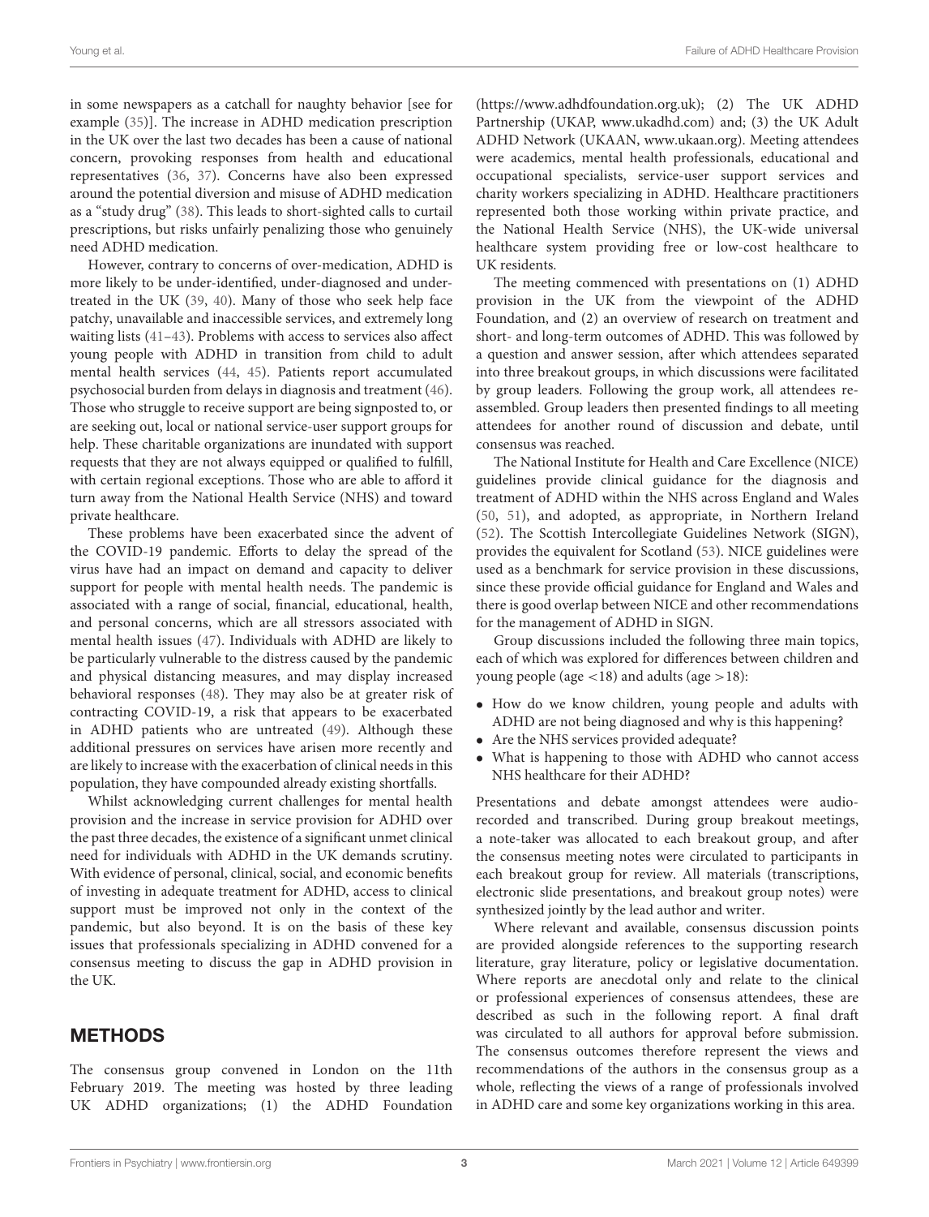in some newspapers as a catchall for naughty behavior [see for example (35)]. The increase in ADHD medication prescription in the UK over the last two decades has been a cause of national concern, provoking responses from health and educational representatives (36, 37). Concerns have also been expressed around the potential diversion and misuse of ADHD medication as a "study drug" (38). This leads to short-sighted calls to curtail prescriptions, but risks unfairly penalizing those who genuinely need ADHD medication.

However, contrary to concerns of over-medication, ADHD is more likely to be under-identified, under-diagnosed and under-treated in the UK (39, 40). Many of those who seek help face patchy, unavailable and inaccessible services, and extremely long waiting lists (41–43). Problems with access to services also affect young people with ADHD in transition from child to adult mental health services (44, 45). Patients report accumulated psychosocial burden from delays in diagnosis and treatment (46). Those who struggle to receive support are being signposted to, or are seeking out, local or national service-user support groups for help. These charitable organizations are inundated with support requests that they are not always equipped or qualified to fulfill, with certain regional exceptions. Those who are able to afford it turn away from the National Health Service (NHS) and toward private healthcare.

These problems have been exacerbated since the advent of the COVID-19 pandemic. Efforts to delay the spread of the virus have had an impact on demand and capacity to deliver support for people with mental health needs. The pandemic is associated with a range of social, financial, educational, health, and personal concerns, which are all stressors associated with mental health issues (47). Individuals with ADHD are likely to be particularly vulnerable to the distress caused by the pandemic and physical distancing measures, and may display increased behavioral responses (48). They may also be at greater risk of contracting COVID-19, a risk that appears to be exacerbated in ADHD patients who are untreated (49). Although these additional pressures on services have arisen more recently and are likely to increase with the exacerbation of clinical needs in this population, they have compounded already existing shortfalls.

Whilst acknowledging current challenges for mental health provision and the increase in service provision for ADHD over the past three decades, the existence of a significant unmet clinical need for individuals with ADHD in the UK demands scrutiny. With evidence of personal, clinical, social, and economic benefits of investing in adequate treatment for ADHD, access to clinical support must be improved not only in the context of the pandemic, but also beyond. It is on the basis of these key issues that professionals specializing in ADHD convened for a consensus meeting to discuss the gap in ADHD provision in the UK.

## METHODS

The consensus group convened in London on the 11th February 2019. The meeting was hosted by three leading UK ADHD organizations; (1) the ADHD Foundation (https://www.adhdfoundation.org.uk); (2) The UK ADHD Partnership (UKAP, www.ukadhd.com) and; (3) the UK Adult ADHD Network (UKAAN, www.ukaan.org). Meeting attendees were academics, mental health professionals, educational and occupational specialists, service-user support services and charity workers specializing in ADHD. Healthcare practitioners represented both those working within private practice, and the National Health Service (NHS), the UK-wide universal healthcare system providing free or low-cost healthcare to UK residents.

The meeting commenced with presentations on (1) ADHD provision in the UK from the viewpoint of the ADHD Foundation, and (2) an overview of research on treatment and short- and long-term outcomes of ADHD. This was followed by a question and answer session, after which attendees separated into three breakout groups, in which discussions were facilitated by group leaders. Following the group work, all attendees re-assembled. Group leaders then presented findings to all meeting attendees for another round of discussion and debate, until consensus was reached.

The National Institute for Health and Care Excellence (NICE) guidelines provide clinical guidance for the diagnosis and treatment of ADHD within the NHS across England and Wales (50, 51), and adopted, as appropriate, in Northern Ireland (52). The Scottish Intercollegiate Guidelines Network (SIGN), provides the equivalent for Scotland (53). NICE guidelines were used as a benchmark for service provision in these discussions, since these provide official guidance for England and Wales and there is good overlap between NICE and other recommendations for the management of ADHD in SIGN.

Group discussions included the following three main topics, each of which was explored for differences between children and young people (age <18) and adults (age >18):

- How do we know children, young people and adults with ADHD are not being diagnosed and why is this happening?
- Are the NHS services provided adequate?
- What is happening to those with ADHD who cannot access NHS healthcare for their ADHD?

Presentations and debate amongst attendees were audio-recorded and transcribed. During group breakout meetings, a note-taker was allocated to each breakout group, and after the consensus meeting notes were circulated to participants in each breakout group for review. All materials (transcriptions, electronic slide presentations, and breakout group notes) were synthesized jointly by the lead author and writer.

Where relevant and available, consensus discussion points are provided alongside references to the supporting research literature, gray literature, policy or legislative documentation. Where reports are anecdotal only and relate to the clinical or professional experiences of consensus attendees, these are described as such in the following report. A final draft was circulated to all authors for approval before submission. The consensus outcomes therefore represent the views and recommendations of the authors in the consensus group as a whole, reflecting the views of a range of professionals involved in ADHD care and some key organizations working in this area.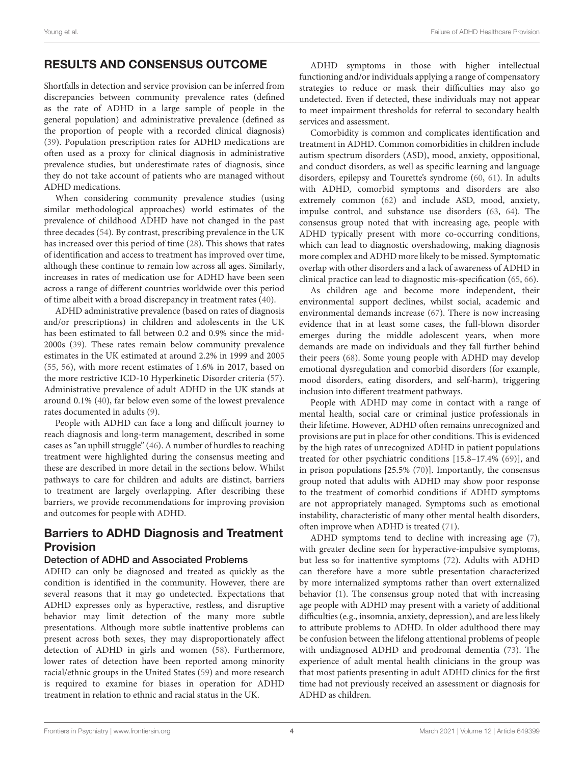## RESULTS AND CONSENSUS OUTCOME

Shortfalls in detection and service provision can be inferred from discrepancies between community prevalence rates (defined as the rate of ADHD in a large sample of people in the general population) and administrative prevalence (defined as the proportion of people with a recorded clinical diagnosis) (39). Population prescription rates for ADHD medications are often used as a proxy for clinical diagnosis in administrative prevalence studies, but underestimate rates of diagnosis, since they do not take account of patients who are managed without ADHD medications.

When considering community prevalence studies (using similar methodological approaches) world estimates of the prevalence of childhood ADHD have not changed in the past three decades (54). By contrast, prescribing prevalence in the UK has increased over this period of time (28). This shows that rates of identification and access to treatment has improved over time, although these continue to remain low across all ages. Similarly, increases in rates of medication use for ADHD have been seen across a range of different countries worldwide over this period of time albeit with a broad discrepancy in treatment rates (40).

ADHD administrative prevalence (based on rates of diagnosis and/or prescriptions) in children and adolescents in the UK has been estimated to fall between 0.2 and 0.9% since the mid-2000s (39). These rates remain below community prevalence estimates in the UK estimated at around 2.2% in 1999 and 2005 (55, 56), with more recent estimates of 1.6% in 2017, based on the more restrictive ICD-10 Hyperkinetic Disorder criteria (57). Administrative prevalence of adult ADHD in the UK stands at around 0.1% (40), far below even some of the lowest prevalence rates documented in adults (9).

People with ADHD can face a long and difficult journey to reach diagnosis and long-term management, described in some cases as "an uphill struggle" (46). A number of hurdles to reaching treatment were highlighted during the consensus meeting and these are described in more detail in the sections below. Whilst pathways to care for children and adults are distinct, barriers to treatment are largely overlapping. After describing these barriers, we provide recommendations for improving provision and outcomes for people with ADHD.

## Barriers to ADHD Diagnosis and Treatment Provision

### Detection of ADHD and Associated Problems

ADHD can only be diagnosed and treated as quickly as the condition is identified in the community. However, there are several reasons that it may go undetected. Expectations that ADHD expresses only as hyperactive, restless, and disruptive behavior may limit detection of the many more subtle presentations. Although more subtle inattentive problems can present across both sexes, they may disproportionately affect detection of ADHD in girls and women (58). Furthermore, lower rates of detection have been reported among minority racial/ethnic groups in the United States (59) and more research is required to examine for biases in operation for ADHD treatment in relation to ethnic and racial status in the UK.

ADHD symptoms in those with higher intellectual functioning and/or individuals applying a range of compensatory strategies to reduce or mask their difficulties may also go undetected. Even if detected, these individuals may not appear to meet impairment thresholds for referral to secondary health services and assessment.

Comorbidity is common and complicates identification and treatment in ADHD. Common comorbidities in children include autism spectrum disorders (ASD), mood, anxiety, oppositional, and conduct disorders, as well as specific learning and language disorders, epilepsy and Tourette's syndrome (60, 61). In adults with ADHD, comorbid symptoms and disorders are also extremely common (62) and include ASD, mood, anxiety, impulse control, and substance use disorders (63, 64). The consensus group noted that with increasing age, people with ADHD typically present with more co-occurring conditions, which can lead to diagnostic overshadowing, making diagnosis more complex and ADHD more likely to be missed. Symptomatic overlap with other disorders and a lack of awareness of ADHD in clinical practice can lead to diagnostic mis-specification (65, 66).

As children age and become more independent, their environmental support declines, whilst social, academic and environmental demands increase (67). There is now increasing evidence that in at least some cases, the full-blown disorder emerges during the middle adolescent years, when more demands are made on individuals and they fall further behind their peers (68). Some young people with ADHD may develop emotional dysregulation and comorbid disorders (for example, mood disorders, eating disorders, and self-harm), triggering inclusion into different treatment pathways.

People with ADHD may come in contact with a range of mental health, social care or criminal justice professionals in their lifetime. However, ADHD often remains unrecognized and provisions are put in place for other conditions. This is evidenced by the high rates of unrecognized ADHD in patient populations treated for other psychiatric conditions [15.8–17.4% (69)], and in prison populations [25.5% (70)]. Importantly, the consensus group noted that adults with ADHD may show poor response to the treatment of comorbid conditions if ADHD symptoms are not appropriately managed. Symptoms such as emotional instability, characteristic of many other mental health disorders, often improve when ADHD is treated (71).

ADHD symptoms tend to decline with increasing age (7), with greater decline seen for hyperactive-impulsive symptoms, but less so for inattentive symptoms (72). Adults with ADHD can therefore have a more subtle presentation characterized by more internalized symptoms rather than overt externalized behavior (1). The consensus group noted that with increasing age people with ADHD may present with a variety of additional difficulties (e.g., insomnia, anxiety, depression), and are less likely to attribute problems to ADHD. In older adulthood there may be confusion between the lifelong attentional problems of people with undiagnosed ADHD and prodromal dementia (73). The experience of adult mental health clinicians in the group was that most patients presenting in adult ADHD clinics for the first time had not previously received an assessment or diagnosis for ADHD as children.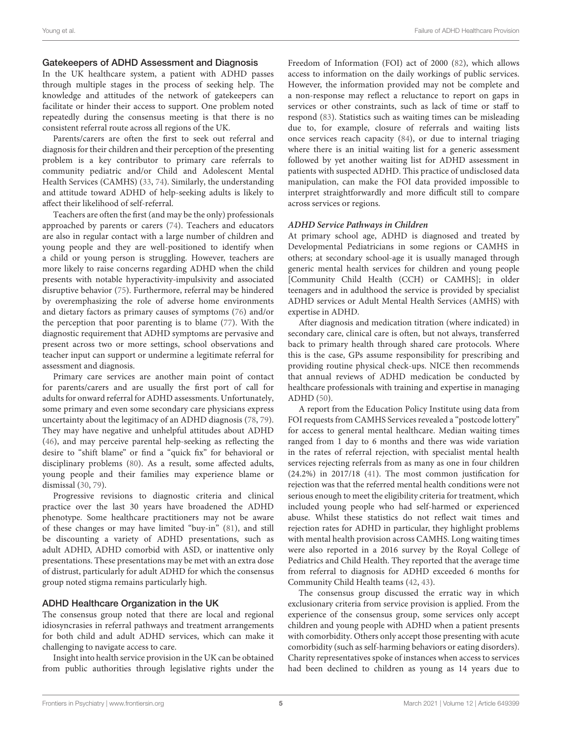### Gatekeepers of ADHD Assessment and Diagnosis

In the UK healthcare system, a patient with ADHD passes through multiple stages in the process of seeking help. The knowledge and attitudes of the network of gatekeepers can facilitate or hinder their access to support. One problem noted repeatedly during the consensus meeting is that there is no consistent referral route across all regions of the UK.

Parents/carers are often the first to seek out referral and diagnosis for their children and their perception of the presenting problem is a key contributor to primary care referrals to community pediatric and/or Child and Adolescent Mental Health Services (CAMHS) (33, 74). Similarly, the understanding and attitude toward ADHD of help-seeking adults is likely to affect their likelihood of self-referral.

Teachers are often the first (and may be the only) professionals approached by parents or carers (74). Teachers and educators are also in regular contact with a large number of children and young people and they are well-positioned to identify when a child or young person is struggling. However, teachers are more likely to raise concerns regarding ADHD when the child presents with notable hyperactivity-impulsivity and associated disruptive behavior (75). Furthermore, referral may be hindered by overemphasizing the role of adverse home environments and dietary factors as primary causes of symptoms (76) and/or the perception that poor parenting is to blame (77). With the diagnostic requirement that ADHD symptoms are pervasive and present across two or more settings, school observations and teacher input can support or undermine a legitimate referral for assessment and diagnosis.

Primary care services are another main point of contact for parents/carers and are usually the first port of call for adults for onward referral for ADHD assessments. Unfortunately, some primary and even some secondary care physicians express uncertainty about the legitimacy of an ADHD diagnosis (78, 79). They may have negative and unhelpful attitudes about ADHD (46), and may perceive parental help-seeking as reflecting the desire to "shift blame" or find a "quick fix" for behavioral or disciplinary problems (80). As a result, some affected adults, young people and their families may experience blame or dismissal (30, 79).

Progressive revisions to diagnostic criteria and clinical practice over the last 30 years have broadened the ADHD phenotype. Some healthcare practitioners may not be aware of these changes or may have limited "buy-in" (81), and still be discounting a variety of ADHD presentations, such as adult ADHD, ADHD comorbid with ASD, or inattentive only presentations. These presentations may be met with an extra dose of distrust, particularly for adult ADHD for which the consensus group noted stigma remains particularly high.

### ADHD Healthcare Organization in the UK

The consensus group noted that there are local and regional idiosyncrasies in referral pathways and treatment arrangements for both child and adult ADHD services, which can make it challenging to navigate access to care.

Insight into health service provision in the UK can be obtained from public authorities through legislative rights under the Freedom of Information (FOI) act of 2000 (82), which allows access to information on the daily workings of public services. However, the information provided may not be complete and a non-response may reflect a reluctance to report on gaps in services or other constraints, such as lack of time or staff to respond (83). Statistics such as waiting times can be misleading due to, for example, closure of referrals and waiting lists once services reach capacity (84), or due to internal triaging where there is an initial waiting list for a generic assessment followed by yet another waiting list for ADHD assessment in patients with suspected ADHD. This practice of undisclosed data manipulation, can make the FOI data provided impossible to interpret straightforwardly and more difficult still to compare across services or regions.

#### *ADHD Service Pathways in Children*

At primary school age, ADHD is diagnosed and treated by Developmental Pediatricians in some regions or CAMHS in others; at secondary school-age it is usually managed through generic mental health services for children and young people [Community Child Health (CCH) or CAMHS]; in older teenagers and in adulthood the service is provided by specialist ADHD services or Adult Mental Health Services (AMHS) with expertise in ADHD.

After diagnosis and medication titration (where indicated) in secondary care, clinical care is often, but not always, transferred back to primary health through shared care protocols. Where this is the case, GPs assume responsibility for prescribing and providing routine physical check-ups. NICE then recommends that annual reviews of ADHD medication be conducted by healthcare professionals with training and expertise in managing ADHD (50).

A report from the Education Policy Institute using data from FOI requests from CAMHS Services revealed a "postcode lottery" for access to general mental healthcare. Median waiting times ranged from 1 day to 6 months and there was wide variation in the rates of referral rejection, with specialist mental health services rejecting referrals from as many as one in four children (24.2%) in 2017/18 (41). The most common justification for rejection was that the referred mental health conditions were not serious enough to meet the eligibility criteria for treatment, which included young people who had self-harmed or experienced abuse. Whilst these statistics do not reflect wait times and rejection rates for ADHD in particular, they highlight problems with mental health provision across CAMHS. Long waiting times were also reported in a 2016 survey by the Royal College of Pediatrics and Child Health. They reported that the average time from referral to diagnosis for ADHD exceeded 6 months for Community Child Health teams (42, 43).

The consensus group discussed the erratic way in which exclusionary criteria from service provision is applied. From the experience of the consensus group, some services only accept children and young people with ADHD when a patient presents with comorbidity. Others only accept those presenting with acute comorbidity (such as self-harming behaviors or eating disorders). Charity representatives spoke of instances when access to services had been declined to children as young as 14 years due to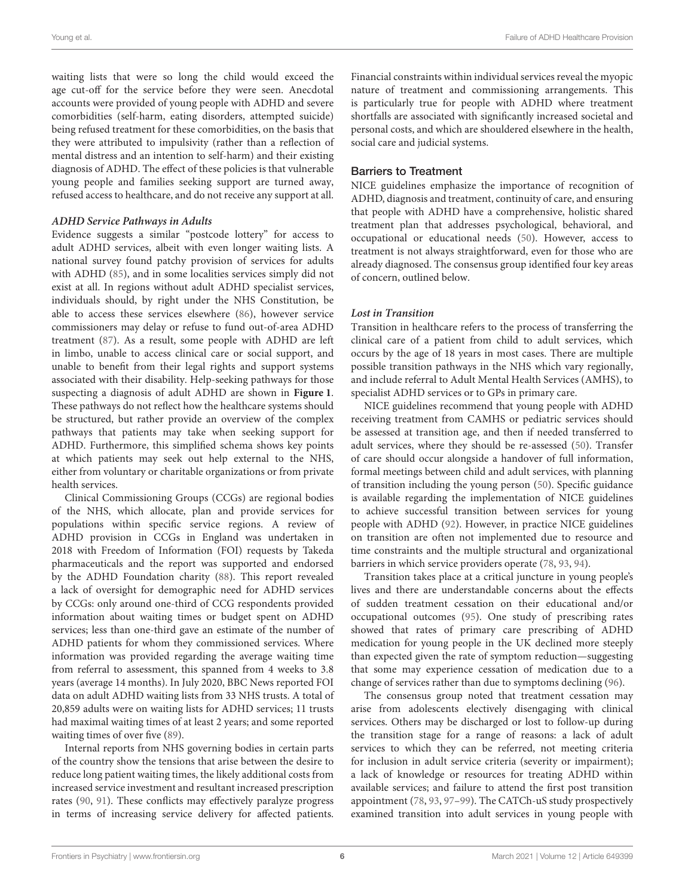waiting lists that were so long the child would exceed the age cut-off for the service before they were seen. Anecdotal accounts were provided of young people with ADHD and severe comorbidities (self-harm, eating disorders, attempted suicide) being refused treatment for these comorbidities, on the basis that they were attributed to impulsivity (rather than a reflection of mental distress and an intention to self-harm) and their existing diagnosis of ADHD. The effect of these policies is that vulnerable young people and families seeking support are turned away, refused access to healthcare, and do not receive any support at all.

#### *ADHD Service Pathways in Adults*

Evidence suggests a similar "postcode lottery" for access to adult ADHD services, albeit with even longer waiting lists. A national survey found patchy provision of services for adults with ADHD (85), and in some localities services simply did not exist at all. In regions without adult ADHD specialist services, individuals should, by right under the NHS Constitution, be able to access these services elsewhere (86), however service commissioners may delay or refuse to fund out-of-area ADHD treatment (87). As a result, some people with ADHD are left in limbo, unable to access clinical care or social support, and unable to benefit from their legal rights and support systems associated with their disability. Help-seeking pathways for those suspecting a diagnosis of adult ADHD are shown in **Figure 1**. These pathways do not reflect how the healthcare systems should be structured, but rather provide an overview of the complex pathways that patients may take when seeking support for ADHD. Furthermore, this simplified schema shows key points at which patients may seek out help external to the NHS, either from voluntary or charitable organizations or from private health services.

Clinical Commissioning Groups (CCGs) are regional bodies of the NHS, which allocate, plan and provide services for populations within specific service regions. A review of ADHD provision in CCGs in England was undertaken in 2018 with Freedom of Information (FOI) requests by Takeda pharmaceuticals and the report was supported and endorsed by the ADHD Foundation charity (88). This report revealed a lack of oversight for demographic need for ADHD services by CCGs: only around one-third of CCG respondents provided information about waiting times or budget spent on ADHD services; less than one-third gave an estimate of the number of ADHD patients for whom they commissioned services. Where information was provided regarding the average waiting time from referral to assessment, this spanned from 4 weeks to 3.8 years (average 14 months). In July 2020, BBC News reported FOI data on adult ADHD waiting lists from 33 NHS trusts. A total of 20,859 adults were on waiting lists for ADHD services; 11 trusts had maximal waiting times of at least 2 years; and some reported waiting times of over five (89).

Internal reports from NHS governing bodies in certain parts of the country show the tensions that arise between the desire to reduce long patient waiting times, the likely additional costs from increased service investment and resultant increased prescription rates (90, 91). These conflicts may effectively paralyze progress in terms of increasing service delivery for affected patients. Financial constraints within individual services reveal the myopic nature of treatment and commissioning arrangements. This is particularly true for people with ADHD where treatment shortfalls are associated with significantly increased societal and personal costs, and which are shouldered elsewhere in the health, social care and judicial systems.

### Barriers to Treatment

NICE guidelines emphasize the importance of recognition of ADHD, diagnosis and treatment, continuity of care, and ensuring that people with ADHD have a comprehensive, holistic shared treatment plan that addresses psychological, behavioral, and occupational or educational needs (50). However, access to treatment is not always straightforward, even for those who are already diagnosed. The consensus group identified four key areas of concern, outlined below.

#### *Lost in Transition*

Transition in healthcare refers to the process of transferring the clinical care of a patient from child to adult services, which occurs by the age of 18 years in most cases. There are multiple possible transition pathways in the NHS which vary regionally, and include referral to Adult Mental Health Services (AMHS), to specialist ADHD services or to GPs in primary care.

NICE guidelines recommend that young people with ADHD receiving treatment from CAMHS or pediatric services should be assessed at transition age, and then if needed transferred to adult services, where they should be re-assessed (50). Transfer of care should occur alongside a handover of full information, formal meetings between child and adult services, with planning of transition including the young person (50). Specific guidance is available regarding the implementation of NICE guidelines to achieve successful transition between services for young people with ADHD (92). However, in practice NICE guidelines on transition are often not implemented due to resource and time constraints and the multiple structural and organizational barriers in which service providers operate (78, 93, 94).

Transition takes place at a critical juncture in young people's lives and there are understandable concerns about the effects of sudden treatment cessation on their educational and/or occupational outcomes (95). One study of prescribing rates showed that rates of primary care prescribing of ADHD medication for young people in the UK declined more steeply than expected given the rate of symptom reduction—suggesting that some may experience cessation of medication due to a change of services rather than due to symptoms declining (96).

The consensus group noted that treatment cessation may arise from adolescents electively disengaging with clinical services. Others may be discharged or lost to follow-up during the transition stage for a range of reasons: a lack of adult services to which they can be referred, not meeting criteria for inclusion in adult service criteria (severity or impairment); a lack of knowledge or resources for treating ADHD within available services; and failure to attend the first post transition appointment (78, 93, 97–99). The CATCh-uS study prospectively examined transition into adult services in young people with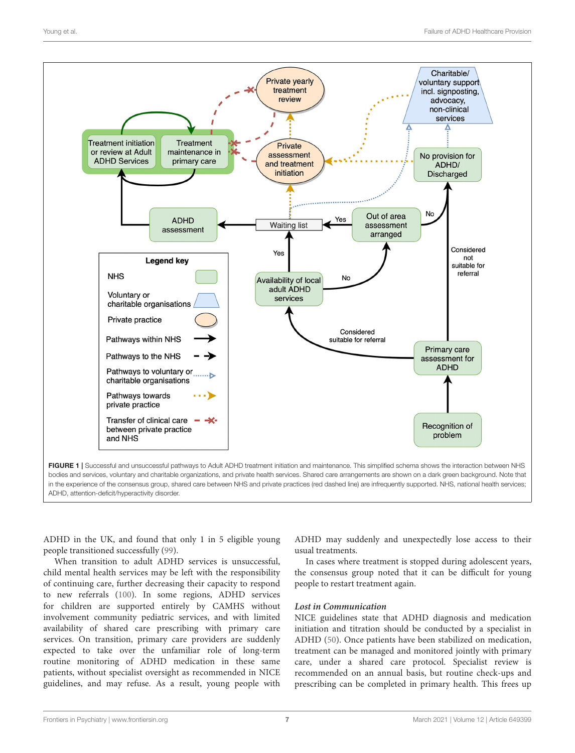FIGURE 1 | Successful and unsuccessful pathways to Adult ADHD treatment initiation and maintenance. This simplified schema shows the interaction between NHS bodies and services, voluntary and charitable organizations, and private health services. Shared care arrangements are shown on a dark green background. Note that in the experience of the consensus group, shared care between NHS and private practices (red dashed line) are infrequently supported. NHS, national health services; ADHD, attention-deficit/hyperactivity disorder.

ADHD in the UK, and found that only 1 in 5 eligible young people transitioned successfully (99).

When transition to adult ADHD services is unsuccessful, child mental health services may be left with the responsibility of continuing care, further decreasing their capacity to respond to new referrals (100). In some regions, ADHD services for children are supported entirely by CAMHS without involvement community pediatric services, and with limited availability of shared care prescribing with primary care services. On transition, primary care providers are suddenly expected to take over the unfamiliar role of long-term routine monitoring of ADHD medication in these same patients, without specialist oversight as recommended in NICE guidelines, and may refuse. As a result, young people with ADHD may suddenly and unexpectedly lose access to their usual treatments.

In cases where treatment is stopped during adolescent years, the consensus group noted that it can be difficult for young people to restart treatment again.

### *Lost in Communication*

NICE guidelines state that ADHD diagnosis and medication initiation and titration should be conducted by a specialist in ADHD (50). Once patients have been stabilized on medication, treatment can be managed and monitored jointly with primary care, under a shared care protocol. Specialist review is recommended on an annual basis, but routine check-ups and prescribing can be completed in primary health. This frees up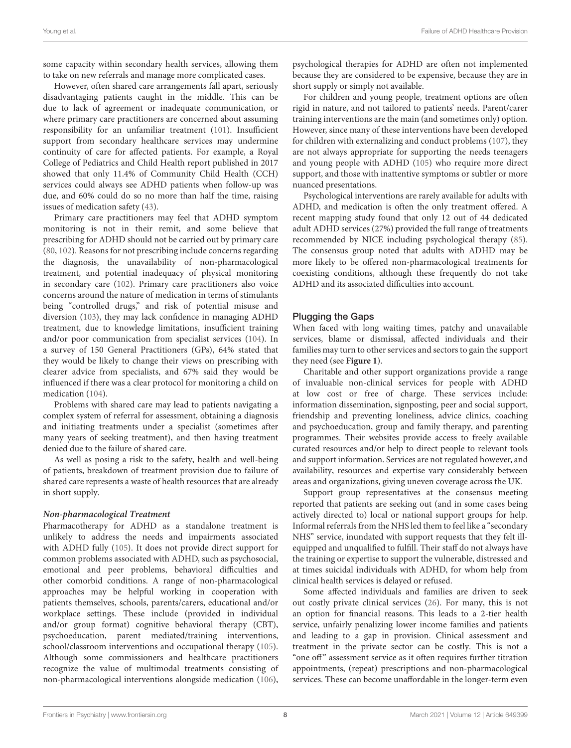some capacity within secondary health services, allowing them to take on new referrals and manage more complicated cases.

However, often shared care arrangements fall apart, seriously disadvantaging patients caught in the middle. This can be due to lack of agreement or inadequate communication, or where primary care practitioners are concerned about assuming responsibility for an unfamiliar treatment (101). Insufficient support from secondary healthcare services may undermine continuity of care for affected patients. For example, a Royal College of Pediatrics and Child Health report published in 2017 showed that only 11.4% of Community Child Health (CCH) services could always see ADHD patients when follow-up was due, and 60% could do so no more than half the time, raising issues of medication safety (43).

Primary care practitioners may feel that ADHD symptom monitoring is not in their remit, and some believe that prescribing for ADHD should not be carried out by primary care (80, 102). Reasons for not prescribing include concerns regarding the diagnosis, the unavailability of non-pharmacological treatment, and potential inadequacy of physical monitoring in secondary care (102). Primary care practitioners also voice concerns around the nature of medication in terms of stimulants being "controlled drugs," and risk of potential misuse and diversion (103), they may lack confidence in managing ADHD treatment, due to knowledge limitations, insufficient training and/or poor communication from specialist services (104). In a survey of 150 General Practitioners (GPs), 64% stated that they would be likely to change their views on prescribing with clearer advice from specialists, and 67% said they would be influenced if there was a clear protocol for monitoring a child on medication (104).

Problems with shared care may lead to patients navigating a complex system of referral for assessment, obtaining a diagnosis and initiating treatments under a specialist (sometimes after many years of seeking treatment), and then having treatment denied due to the failure of shared care.

As well as posing a risk to the safety, health and well-being of patients, breakdown of treatment provision due to failure of shared care represents a waste of health resources that are already in short supply.

#### *Non-pharmacological Treatment*

Pharmacotherapy for ADHD as a standalone treatment is unlikely to address the needs and impairments associated with ADHD fully (105). It does not provide direct support for common problems associated with ADHD, such as psychosocial, emotional and peer problems, behavioral difficulties and other comorbid conditions. A range of non-pharmacological approaches may be helpful working in cooperation with patients themselves, schools, parents/carers, educational and/or workplace settings. These include (provided in individual and/or group format) cognitive behavioral therapy (CBT), psychoeducation, parent mediated/training interventions, school/classroom interventions and occupational therapy (105). Although some commissioners and healthcare practitioners recognize the value of multimodal treatments consisting of non-pharmacological interventions alongside medication (106), psychological therapies for ADHD are often not implemented because they are considered to be expensive, because they are in short supply or simply not available.

For children and young people, treatment options are often rigid in nature, and not tailored to patients' needs. Parent/carer training interventions are the main (and sometimes only) option. However, since many of these interventions have been developed for children with externalizing and conduct problems (107), they are not always appropriate for supporting the needs teenagers and young people with ADHD (105) who require more direct support, and those with inattentive symptoms or subtler or more nuanced presentations.

Psychological interventions are rarely available for adults with ADHD, and medication is often the only treatment offered. A recent mapping study found that only 12 out of 44 dedicated adult ADHD services (27%) provided the full range of treatments recommended by NICE including psychological therapy (85). The consensus group noted that adults with ADHD may be more likely to be offered non-pharmacological treatments for coexisting conditions, although these frequently do not take ADHD and its associated difficulties into account.

### Plugging the Gaps

When faced with long waiting times, patchy and unavailable services, blame or dismissal, affected individuals and their families may turn to other services and sectors to gain the support they need (see **Figure 1**).

Charitable and other support organizations provide a range of invaluable non-clinical services for people with ADHD at low cost or free of charge. These services include: information dissemination, signposting, peer and social support, friendship and preventing loneliness, advice clinics, coaching and psychoeducation, group and family therapy, and parenting programmes. Their websites provide access to freely available curated resources and/or help to direct people to relevant tools and support information. Services are not regulated however, and availability, resources and expertise vary considerably between areas and organizations, giving uneven coverage across the UK.

Support group representatives at the consensus meeting reported that patients are seeking out (and in some cases being actively directed to) local or national support groups for help. Informal referrals from the NHS led them to feel like a "secondary NHS" service, inundated with support requests that they felt ill-equipped and unqualified to fulfill. Their staff do not always have the training or expertise to support the vulnerable, distressed and at times suicidal individuals with ADHD, for whom help from clinical health services is delayed or refused.

Some affected individuals and families are driven to seek out costly private clinical services (26). For many, this is not an option for financial reasons. This leads to a 2-tier health service, unfairly penalizing lower income families and patients and leading to a gap in provision. Clinical assessment and treatment in the private sector can be costly. This is not a "one off" assessment service as it often requires further titration appointments, (repeat) prescriptions and non-pharmacological services. These can become unaffordable in the longer-term even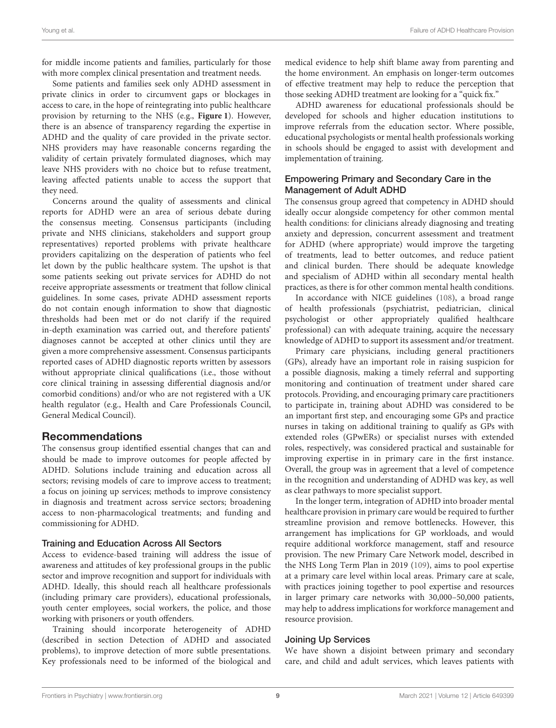for middle income patients and families, particularly for those with more complex clinical presentation and treatment needs.

Some patients and families seek only ADHD assessment in private clinics in order to circumvent gaps or blockages in access to care, in the hope of reintegrating into public healthcare provision by returning to the NHS (e.g., **Figure 1**). However, there is an absence of transparency regarding the expertise in ADHD and the quality of care provided in the private sector. NHS providers may have reasonable concerns regarding the validity of certain privately formulated diagnoses, which may leave NHS providers with no choice but to refuse treatment, leaving affected patients unable to access the support that they need.

Concerns around the quality of assessments and clinical reports for ADHD were an area of serious debate during the consensus meeting. Consensus participants (including private and NHS clinicians, stakeholders and support group representatives) reported problems with private healthcare providers capitalizing on the desperation of patients who feel let down by the public healthcare system. The upshot is that some patients seeking out private services for ADHD do not receive appropriate assessments or treatment that follow clinical guidelines. In some cases, private ADHD assessment reports do not contain enough information to show that diagnostic thresholds had been met or do not clarify if the required in-depth examination was carried out, and therefore patients' diagnoses cannot be accepted at other clinics until they are given a more comprehensive assessment. Consensus participants reported cases of ADHD diagnostic reports written by assessors without appropriate clinical qualifications (i.e., those without core clinical training in assessing differential diagnosis and/or comorbid conditions) and/or who are not registered with a UK health regulator (e.g., Health and Care Professionals Council, General Medical Council).

## Recommendations

The consensus group identified essential changes that can and should be made to improve outcomes for people affected by ADHD. Solutions include training and education across all sectors; revising models of care to improve access to treatment; a focus on joining up services; methods to improve consistency in diagnosis and treatment across service sectors; broadening access to non-pharmacological treatments; and funding and commissioning for ADHD.

### Training and Education Across All Sectors

Access to evidence-based training will address the issue of awareness and attitudes of key professional groups in the public sector and improve recognition and support for individuals with ADHD. Ideally, this should reach all healthcare professionals (including primary care providers), educational professionals, youth center employees, social workers, the police, and those working with prisoners or youth offenders.

Training should incorporate heterogeneity of ADHD (described in section Detection of ADHD and associated problems), to improve detection of more subtle presentations. Key professionals need to be informed of the biological and medical evidence to help shift blame away from parenting and the home environment. An emphasis on longer-term outcomes of effective treatment may help to reduce the perception that those seeking ADHD treatment are looking for a "quick fix."

ADHD awareness for educational professionals should be developed for schools and higher education institutions to improve referrals from the education sector. Where possible, educational psychologists or mental health professionals working in schools should be engaged to assist with development and implementation of training.

### Empowering Primary and Secondary Care in the Management of Adult ADHD

The consensus group agreed that competency in ADHD should ideally occur alongside competency for other common mental health conditions: for clinicians already diagnosing and treating anxiety and depression, concurrent assessment and treatment for ADHD (where appropriate) would improve the targeting of treatments, lead to better outcomes, and reduce patient and clinical burden. There should be adequate knowledge and specialism of ADHD within all secondary mental health practices, as there is for other common mental health conditions.

In accordance with NICE guidelines (108), a broad range of health professionals (psychiatrist, pediatrician, clinical psychologist or other appropriately qualified healthcare professional) can with adequate training, acquire the necessary knowledge of ADHD to support its assessment and/or treatment.

Primary care physicians, including general practitioners (GPs), already have an important role in raising suspicion for a possible diagnosis, making a timely referral and supporting monitoring and continuation of treatment under shared care protocols. Providing, and encouraging primary care practitioners to participate in, training about ADHD was considered to be an important first step, and encouraging some GPs and practice nurses in taking on additional training to qualify as GPs with extended roles (GPwERs) or specialist nurses with extended roles, respectively, was considered practical and sustainable for improving expertise in in primary care in the first instance. Overall, the group was in agreement that a level of competence in the recognition and understanding of ADHD was key, as well as clear pathways to more specialist support.

In the longer term, integration of ADHD into broader mental healthcare provision in primary care would be required to further streamline provision and remove bottlenecks. However, this arrangement has implications for GP workloads, and would require additional workforce management, staff and resource provision. The new Primary Care Network model, described in the NHS Long Term Plan in 2019 (109), aims to pool expertise at a primary care level within local areas. Primary care at scale, with practices joining together to pool expertise and resources in larger primary care networks with 30,000–50,000 patients, may help to address implications for workforce management and resource provision.

### Joining Up Services

We have shown a disjoint between primary and secondary care, and child and adult services, which leaves patients with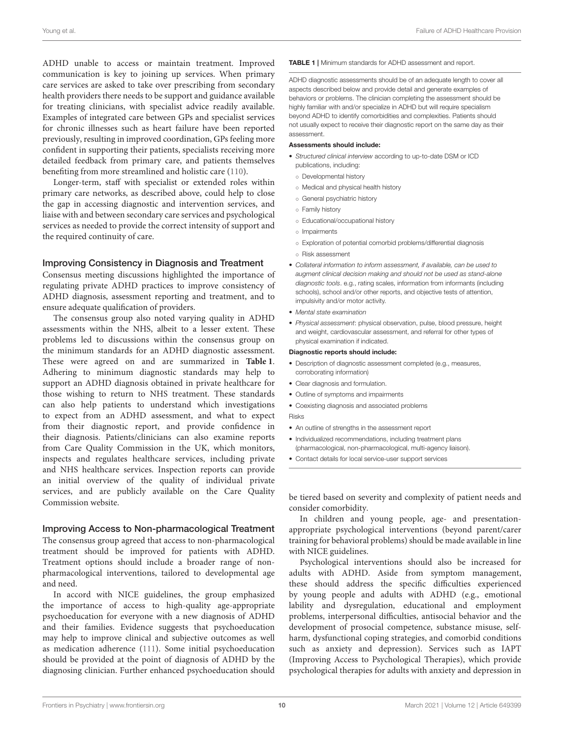ADHD unable to access or maintain treatment. Improved communication is key to joining up services. When primary care services are asked to take over prescribing from secondary health providers there needs to be support and guidance available for treating clinicians, with specialist advice readily available. Examples of integrated care between GPs and specialist services for chronic illnesses such as heart failure have been reported previously, resulting in improved coordination, GPs feeling more confident in supporting their patients, specialists receiving more detailed feedback from primary care, and patients themselves benefiting from more streamlined and holistic care (110).

Longer-term, staff with specialist or extended roles within primary care networks, as described above, could help to close the gap in accessing diagnostic and intervention services, and liaise with and between secondary care services and psychological services as needed to provide the correct intensity of support and the required continuity of care.

### Improving Consistency in Diagnosis and Treatment

Consensus meeting discussions highlighted the importance of regulating private ADHD practices to improve consistency of ADHD diagnosis, assessment reporting and treatment, and to ensure adequate qualification of providers.

The consensus group also noted varying quality in ADHD assessments within the NHS, albeit to a lesser extent. These problems led to discussions within the consensus group on the minimum standards for an ADHD diagnostic assessment. These were agreed on and are summarized in **Table 1**. Adhering to minimum diagnostic standards may help to support an ADHD diagnosis obtained in private healthcare for those wishing to return to NHS treatment. These standards can also help patients to understand which investigations to expect from an ADHD assessment, and what to expect from their diagnostic report, and provide confidence in their diagnosis. Patients/clinicians can also examine reports from Care Quality Commission in the UK, which monitors, inspects and regulates healthcare services, including private and NHS healthcare services. Inspection reports can provide an initial overview of the quality of individual private services, and are publicly available on the Care Quality Commission website.

### Improving Access to Non-pharmacological Treatment

The consensus group agreed that access to non-pharmacological treatment should be improved for patients with ADHD. Treatment options should include a broader range of non-pharmacological interventions, tailored to developmental age and need.

In accord with NICE guidelines, the group emphasized the importance of access to high-quality age-appropriate psychoeducation for everyone with a new diagnosis of ADHD and their families. Evidence suggests that psychoeducation may help to improve clinical and subjective outcomes as well as medication adherence (111). Some initial psychoeducation should be provided at the point of diagnosis of ADHD by the diagnosing clinician. Further enhanced psychoeducation should be tiered based on severity and complexity of patient needs and consider comorbidity.

In children and young people, age- and presentation-appropriate psychological interventions (beyond parent/carer training for behavioral problems) should be made available in line with NICE guidelines.

Psychological interventions should also be increased for adults with ADHD. Aside from symptom management, these should address the specific difficulties experienced by young people and adults with ADHD (e.g., emotional lability and dysregulation, educational and employment problems, interpersonal difficulties, antisocial behavior and the development of prosocial competence, substance misuse, self-harm, dysfunctional coping strategies, and comorbid conditions such as anxiety and depression). Services such as IAPT (Improving Access to Psychological Therapies), which provide psychological therapies for adults with anxiety and depression in

**TABLE 1** | Minimum standards for ADHD assessment and report.

ADHD diagnostic assessments should be of an adequate length to cover all aspects described below and provide detail and generate examples of behaviors or problems. The clinician completing the assessment should be highly familiar with and/or specialize in ADHD but will require specialism beyond ADHD to identify comorbidities and complexities. Patients should not usually expect to receive their diagnostic report on the same day as their assessment.

**Assessments should include:**

- *Structured clinical interview* according to up-to-date DSM or ICD publications, including:
  - Developmental history
  - Medical and physical health history
  - General psychiatric history
  - Family history
  - Educational/occupational history
  - Impairments
  - Exploration of potential comorbid problems/differential diagnosis
  - Risk assessment
- *Collateral information to inform assessment, if available, can be used to augment clinical decision making and should not be used as stand-alone diagnostic tools*. e.g., rating scales, information from informants (including schools), school and/or other reports, and objective tests of attention, impulsivity and/or motor activity.
- *Mental state examination*
- *Physical assessment*: physical observation, pulse, blood pressure, height and weight, cardiovascular assessment, and referral for other types of physical examination if indicated.

**Diagnostic reports should include:**

- Description of diagnostic assessment completed (e.g., measures, corroborating information)
- Clear diagnosis and formulation.
- Outline of symptoms and impairments
- Coexisting diagnosis and associated problems

Risks

- An outline of strengths in the assessment report
- Individualized recommendations, including treatment plans (pharmacological, non-pharmacological, multi-agency liaison).
- Contact details for local service-user support services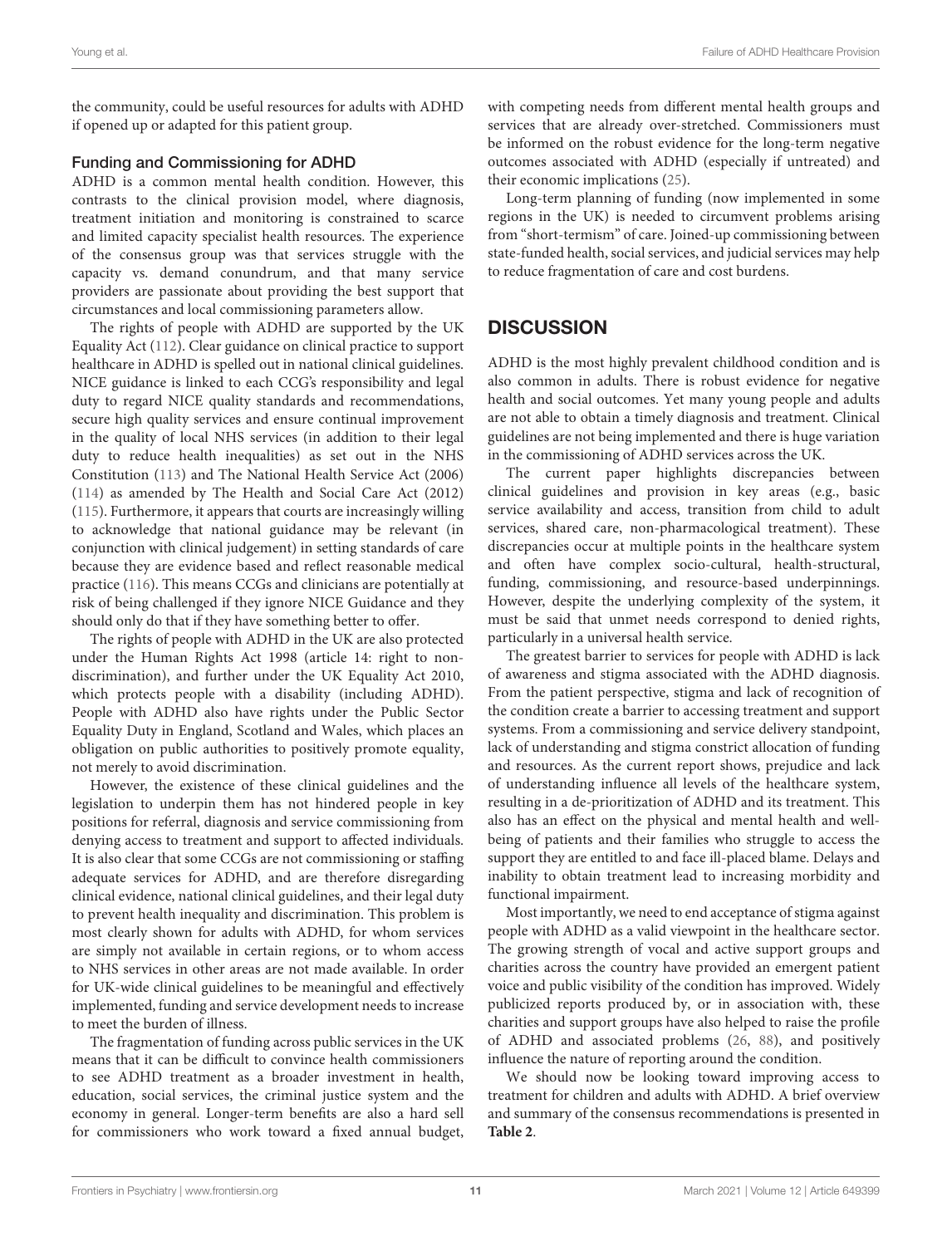the community, could be useful resources for adults with ADHD if opened up or adapted for this patient group.

### Funding and Commissioning for ADHD

ADHD is a common mental health condition. However, this contrasts to the clinical provision model, where diagnosis, treatment initiation and monitoring is constrained to scarce and limited capacity specialist health resources. The experience of the consensus group was that services struggle with the capacity vs. demand conundrum, and that many service providers are passionate about providing the best support that circumstances and local commissioning parameters allow.

The rights of people with ADHD are supported by the UK Equality Act (112). Clear guidance on clinical practice to support healthcare in ADHD is spelled out in national clinical guidelines. NICE guidance is linked to each CCG's responsibility and legal duty to regard NICE quality standards and recommendations, secure high quality services and ensure continual improvement in the quality of local NHS services (in addition to their legal duty to reduce health inequalities) as set out in the NHS Constitution (113) and The National Health Service Act (2006) (114) as amended by The Health and Social Care Act (2012) (115). Furthermore, it appears that courts are increasingly willing to acknowledge that national guidance may be relevant (in conjunction with clinical judgement) in setting standards of care because they are evidence based and reflect reasonable medical practice (116). This means CCGs and clinicians are potentially at risk of being challenged if they ignore NICE Guidance and they should only do that if they have something better to offer.

The rights of people with ADHD in the UK are also protected under the Human Rights Act 1998 (article 14: right to non-discrimination), and further under the UK Equality Act 2010, which protects people with a disability (including ADHD). People with ADHD also have rights under the Public Sector Equality Duty in England, Scotland and Wales, which places an obligation on public authorities to positively promote equality, not merely to avoid discrimination.

However, the existence of these clinical guidelines and the legislation to underpin them has not hindered people in key positions for referral, diagnosis and service commissioning from denying access to treatment and support to affected individuals. It is also clear that some CCGs are not commissioning or staffing adequate services for ADHD, and are therefore disregarding clinical evidence, national clinical guidelines, and their legal duty to prevent health inequality and discrimination. This problem is most clearly shown for adults with ADHD, for whom services are simply not available in certain regions, or to whom access to NHS services in other areas are not made available. In order for UK-wide clinical guidelines to be meaningful and effectively implemented, funding and service development needs to increase to meet the burden of illness.

The fragmentation of funding across public services in the UK means that it can be difficult to convince health commissioners to see ADHD treatment as a broader investment in health, education, social services, the criminal justice system and the economy in general. Longer-term benefits are also a hard sell for commissioners who work toward a fixed annual budget, with competing needs from different mental health groups and services that are already over-stretched. Commissioners must be informed on the robust evidence for the long-term negative outcomes associated with ADHD (especially if untreated) and their economic implications (25).

Long-term planning of funding (now implemented in some regions in the UK) is needed to circumvent problems arising from "short-termism" of care. Joined-up commissioning between state-funded health, social services, and judicial services may help to reduce fragmentation of care and cost burdens.

## DISCUSSION

ADHD is the most highly prevalent childhood condition and is also common in adults. There is robust evidence for negative health and social outcomes. Yet many young people and adults are not able to obtain a timely diagnosis and treatment. Clinical guidelines are not being implemented and there is huge variation in the commissioning of ADHD services across the UK.

The current paper highlights discrepancies between clinical guidelines and provision in key areas (e.g., basic service availability and access, transition from child to adult services, shared care, non-pharmacological treatment). These discrepancies occur at multiple points in the healthcare system and often have complex socio-cultural, health-structural, funding, commissioning, and resource-based underpinnings. However, despite the underlying complexity of the system, it must be said that unmet needs correspond to denied rights, particularly in a universal health service.

The greatest barrier to services for people with ADHD is lack of awareness and stigma associated with the ADHD diagnosis. From the patient perspective, stigma and lack of recognition of the condition create a barrier to accessing treatment and support systems. From a commissioning and service delivery standpoint, lack of understanding and stigma constrict allocation of funding and resources. As the current report shows, prejudice and lack of understanding influence all levels of the healthcare system, resulting in a de-prioritization of ADHD and its treatment. This also has an effect on the physical and mental health and well-being of patients and their families who struggle to access the support they are entitled to and face ill-placed blame. Delays and inability to obtain treatment lead to increasing morbidity and functional impairment.

Most importantly, we need to end acceptance of stigma against people with ADHD as a valid viewpoint in the healthcare sector. The growing strength of vocal and active support groups and charities across the country have provided an emergent patient voice and public visibility of the condition has improved. Widely publicized reports produced by, or in association with, these charities and support groups have also helped to raise the profile of ADHD and associated problems (26, 88), and positively influence the nature of reporting around the condition.

We should now be looking toward improving access to treatment for children and adults with ADHD. A brief overview and summary of the consensus recommendations is presented in **Table 2**.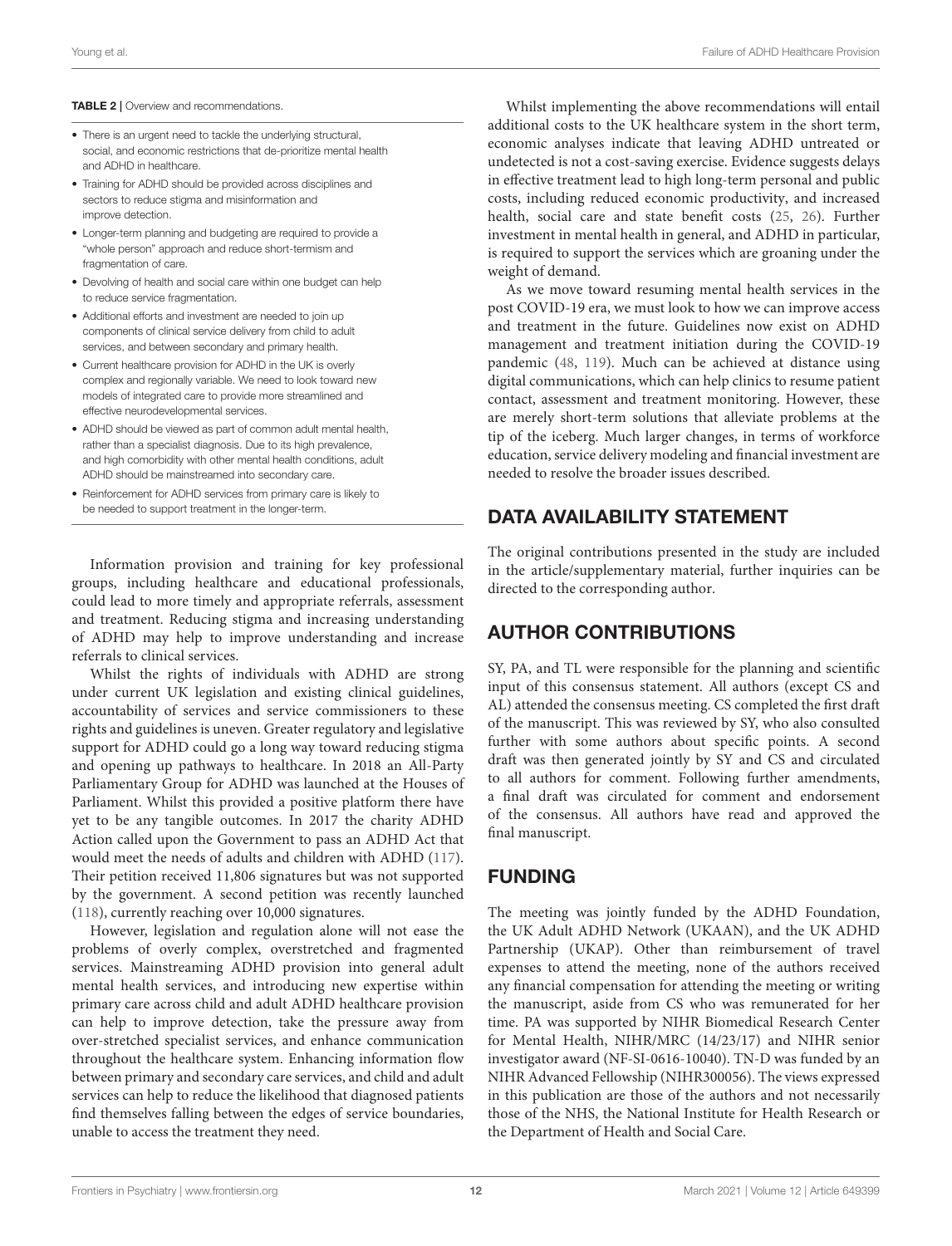**TABLE 2** | Overview and recommendations.

- There is an urgent need to tackle the underlying structural, social, and economic restrictions that de-prioritize mental health and ADHD in healthcare.
- Training for ADHD should be provided across disciplines and sectors to reduce stigma and misinformation and improve detection.
- Longer-term planning and budgeting are required to provide a "whole person" approach and reduce short-termism and fragmentation of care.
- Devolving of health and social care within one budget can help to reduce service fragmentation.
- Additional efforts and investment are needed to join up components of clinical service delivery from child to adult services, and between secondary and primary health.
- Current healthcare provision for ADHD in the UK is overly complex and regionally variable. We need to look toward new models of integrated care to provide more streamlined and effective neurodevelopmental services.
- ADHD should be viewed as part of common adult mental health, rather than a specialist diagnosis. Due to its high prevalence, and high comorbidity with other mental health conditions, adult ADHD should be mainstreamed into secondary care.
- Reinforcement for ADHD services from primary care is likely to be needed to support treatment in the longer-term.

Information provision and training for key professional groups, including healthcare and educational professionals, could lead to more timely and appropriate referrals, assessment and treatment. Reducing stigma and increasing understanding of ADHD may help to improve understanding and increase referrals to clinical services.

Whilst the rights of individuals with ADHD are strong under current UK legislation and existing clinical guidelines, accountability of services and service commissioners to these rights and guidelines is uneven. Greater regulatory and legislative support for ADHD could go a long way toward reducing stigma and opening up pathways to healthcare. In 2018 an All-Party Parliamentary Group for ADHD was launched at the Houses of Parliament. Whilst this provided a positive platform there have yet to be any tangible outcomes. In 2017 the charity ADHD Action called upon the Government to pass an ADHD Act that would meet the needs of adults and children with ADHD (117). Their petition received 11,806 signatures but was not supported by the government. A second petition was recently launched (118), currently reaching over 10,000 signatures.

However, legislation and regulation alone will not ease the problems of overly complex, overstretched and fragmented services. Mainstreaming ADHD provision into general adult mental health services, and introducing new expertise within primary care across child and adult ADHD healthcare provision can help to improve detection, take the pressure away from over-stretched specialist services, and enhance communication throughout the healthcare system. Enhancing information flow between primary and secondary care services, and child and adult services can help to reduce the likelihood that diagnosed patients find themselves falling between the edges of service boundaries, unable to access the treatment they need.

Whilst implementing the above recommendations will entail additional costs to the UK healthcare system in the short term, economic analyses indicate that leaving ADHD untreated or undetected is not a cost-saving exercise. Evidence suggests delays in effective treatment lead to high long-term personal and public costs, including reduced economic productivity, and increased health, social care and state benefit costs (25, 26). Further investment in mental health in general, and ADHD in particular, is required to support the services which are groaning under the weight of demand.

As we move toward resuming mental health services in the post COVID-19 era, we must look to how we can improve access and treatment in the future. Guidelines now exist on ADHD management and treatment initiation during the COVID-19 pandemic (48, 119). Much can be achieved at distance using digital communications, which can help clinics to resume patient contact, assessment and treatment monitoring. However, these are merely short-term solutions that alleviate problems at the tip of the iceberg. Much larger changes, in terms of workforce education, service delivery modeling and financial investment are needed to resolve the broader issues described.

## DATA AVAILABILITY STATEMENT

The original contributions presented in the study are included in the article/supplementary material, further inquiries can be directed to the corresponding author.

## AUTHOR CONTRIBUTIONS

SY, PA, and TL were responsible for the planning and scientific input of this consensus statement. All authors (except CS and AL) attended the consensus meeting. CS completed the first draft of the manuscript. This was reviewed by SY, who also consulted further with some authors about specific points. A second draft was then generated jointly by SY and CS and circulated to all authors for comment. Following further amendments, a final draft was circulated for comment and endorsement of the consensus. All authors have read and approved the final manuscript.

## FUNDING

The meeting was jointly funded by the ADHD Foundation, the UK Adult ADHD Network (UKAAN), and the UK ADHD Partnership (UKAP). Other than reimbursement of travel expenses to attend the meeting, none of the authors received any financial compensation for attending the meeting or writing the manuscript, aside from CS who was remunerated for her time. PA was supported by NIHR Biomedical Research Center for Mental Health, NIHR/MRC (14/23/17) and NIHR senior investigator award (NF-SI-0616-10040). TN-D was funded by an NIHR Advanced Fellowship (NIHR300056). The views expressed in this publication are those of the authors and not necessarily those of the NHS, the National Institute for Health Research or the Department of Health and Social Care.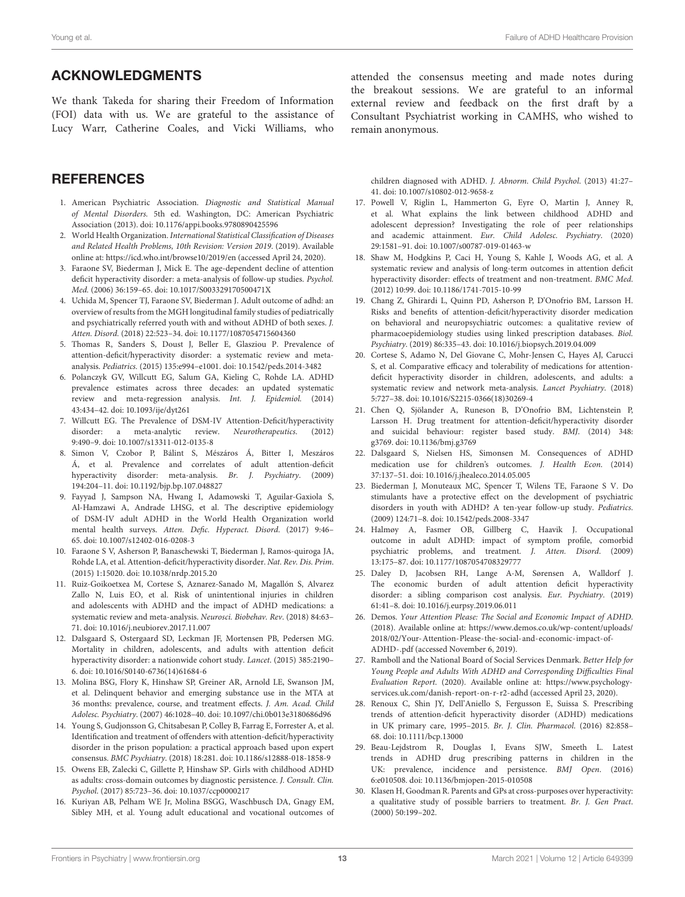## ACKNOWLEDGMENTS

We thank Takeda for sharing their Freedom of Information (FOI) data with us. We are grateful to the assistance of Lucy Warr, Catherine Coales, and Vicki Williams, who attended the consensus meeting and made notes during the breakout sessions. We are grateful to an informal external review and feedback on the first draft by a Consultant Psychiatrist working in CAMHS, who wished to remain anonymous.

## REFERENCES

1. American Psychiatric Association. *Diagnostic and Statistical Manual of Mental Disorders.* 5th ed. Washington, DC: American Psychiatric Association (2013). doi: 10.1176/appi.books.9780890425596
2. World Health Organization. *International Statistical Classification of Diseases and Related Health Problems, 10th Revision: Version 2019*. (2019). Available online at: https://icd.who.int/browse10/2019/en (accessed April 24, 2020).
3. Faraone SV, Biederman J, Mick E. The age-dependent decline of attention deficit hyperactivity disorder: a meta-analysis of follow-up studies. *Psychol. Med.* (2006) 36:159–65. doi: 10.1017/S003329170500471X
4. Uchida M, Spencer TJ, Faraone SV, Biederman J. Adult outcome of adhd: an overview of results from the MGH longitudinal family studies of pediatrically and psychiatrically referred youth with and without ADHD of both sexes. *J. Atten. Disord.* (2018) 22:523–34. doi: 10.1177/1087054715604360
5. Thomas R, Sanders S, Doust J, Beller E, Glasziou P. Prevalence of attention-deficit/hyperactivity disorder: a systematic review and meta-analysis. *Pediatrics.* (2015) 135:e994–e1001. doi: 10.1542/peds.2014-3482
6. Polanczyk GV, Willcutt EG, Salum GA, Kieling C, Rohde LA. ADHD prevalence estimates across three decades: an updated systematic review and meta-regression analysis. *Int. J. Epidemiol.* (2014) 43:434–42. doi: 10.1093/ije/dyt261
7. Willcutt EG. The Prevalence of DSM-IV Attention-Deficit/hyperactivity disorder: a meta-analytic review. *Neurotherapeutics.* (2012) 9:490–9. doi: 10.1007/s13311-012-0135-8
8. Simon V, Czobor P, Bálint S, Mészáros Á, Bitter I, Meszáros Á, et al. Prevalence and correlates of adult attention-deficit hyperactivity disorder: meta-analysis. *Br. J. Psychiatry*. (2009) 194:204–11. doi: 10.1192/bjp.bp.107.048827
9. Fayyad J, Sampson NA, Hwang I, Adamowski T, Aguilar-Gaxiola S, Al-Hamzawi A, Andrade LHSG, et al. The descriptive epidemiology of DSM-IV adult ADHD in the World Health Organization world mental health surveys. *Atten. Defic. Hyperact. Disord.* (2017) 9:46–65. doi: 10.1007/s12402-016-0208-3
10. Faraone S V, Asherson P, Banaschewski T, Biederman J, Ramos-quiroga JA, Rohde LA, et al. Attention-deficit/hyperactivity disorder. *Nat. Rev. Dis. Prim.* (2015) 1:15020. doi: 10.1038/nrdp.2015.20
11. Ruiz-Goikoetxea M, Cortese S, Aznarez-Sanado M, Magallón S, Alvarez Zallo N, Luis EO, et al. Risk of unintentional injuries in children and adolescents with ADHD and the impact of ADHD medications: a systematic review and meta-analysis. *Neurosci. Biobehav. Rev*. (2018) 84:63–71. doi: 10.1016/j.neubiorev.2017.11.007
12. Dalsgaard S, Ostergaard SD, Leckman JF, Mortensen PB, Pedersen MG. Mortality in children, adolescents, and adults with attention deficit hyperactivity disorder: a nationwide cohort study. *Lancet.* (2015) 385:2190–6. doi: 10.1016/S0140-6736(14)61684-6
13. Molina BSG, Flory K, Hinshaw SP, Greiner AR, Arnold LE, Swanson JM, et al. Delinquent behavior and emerging substance use in the MTA at 36 months: prevalence, course, and treatment effects. *J. Am. Acad. Child Adolesc. Psychiatry*. (2007) 46:1028–40. doi: 10.1097/chi.0b013e3180686d96
14. Young S, Gudjonsson G, Chitsabesan P, Colley B, Farrag E, Forrester A, et al. Identification and treatment of offenders with attention-deficit/hyperactivity disorder in the prison population: a practical approach based upon expert consensus. *BMC Psychiatry*. (2018) 18:281. doi: 10.1186/s12888-018-1858-9
15. Owens EB, Zalecki C, Gillette P, Hinshaw SP. Girls with childhood ADHD as adults: cross-domain outcomes by diagnostic persistence. *J. Consult. Clin. Psychol.* (2017) 85:723–36. doi: 10.1037/ccp0000217
16. Kuriyan AB, Pelham WE Jr, Molina BSGG, Waschbusch DA, Gnagy EM, Sibley MH, et al. Young adult educational and vocational outcomes of children diagnosed with ADHD. *J. Abnorm. Child Psychol.* (2013) 41:27–41. doi: 10.1007/s10802-012-9658-z
17. Powell V, Riglin L, Hammerton G, Eyre O, Martin J, Anney R, et al. What explains the link between childhood ADHD and adolescent depression? Investigating the role of peer relationships and academic attainment. *Eur. Child Adolesc. Psychiatry*. (2020) 29:1581–91. doi: 10.1007/s00787-019-01463-w
18. Shaw M, Hodgkins P, Caci H, Young S, Kahle J, Woods AG, et al. A systematic review and analysis of long-term outcomes in attention deficit hyperactivity disorder: effects of treatment and non-treatment. *BMC Med.* (2012) 10:99. doi: 10.1186/1741-7015-10-99
19. Chang Z, Ghirardi L, Quinn PD, Asherson P, D'Onofrio BM, Larsson H. Risks and benefits of attention-deficit/hyperactivity disorder medication on behavioral and neuropsychiatric outcomes: a qualitative review of pharmacoepidemiology studies using linked prescription databases. *Biol. Psychiatry*. (2019) 86:335–43. doi: 10.1016/j.biopsych.2019.04.009
20. Cortese S, Adamo N, Del Giovane C, Mohr-Jensen C, Hayes AJ, Carucci S, et al. Comparative efficacy and tolerability of medications for attention-deficit hyperactivity disorder in children, adolescents, and adults: a systematic review and network meta-analysis. *Lancet Psychiatry*. (2018) 5:727–38. doi: 10.1016/S2215-0366(18)30269-4
21. Chen Q, Sjölander A, Runeson B, D'Onofrio BM, Lichtenstein P, Larsson H. Drug treatment for attention-deficit/hyperactivity disorder and suicidal behaviour: register based study. *BMJ*. (2014) 348: g3769. doi: 10.1136/bmj.g3769
22. Dalsgaard S, Nielsen HS, Simonsen M. Consequences of ADHD medication use for children's outcomes. *J. Health Econ.* (2014) 37:137–51. doi: 10.1016/j.jhealeco.2014.05.005
23. Biederman J, Monuteaux MC, Spencer T, Wilens TE, Faraone S V. Do stimulants have a protective effect on the development of psychiatric disorders in youth with ADHD? A ten-year follow-up study. *Pediatrics.* (2009) 124:71–8. doi: 10.1542/peds.2008-3347
24. Halmøy A, Fasmer OB, Gillberg C, Haavik J. Occupational outcome in adult ADHD: impact of symptom profile, comorbid psychiatric problems, and treatment. *J. Atten. Disord.* (2009) 13:175–87. doi: 10.1177/1087054708329777
25. Daley D, Jacobsen RH, Lange A-M, Sørensen A, Walldorf J. The economic burden of adult attention deficit hyperactivity disorder: a sibling comparison cost analysis. *Eur. Psychiatry*. (2019) 61:41–8. doi: 10.1016/j.eurpsy.2019.06.011
26. Demos. *Your Attention Please: The Social and Economic Impact of ADHD.* (2018). Available online at: https://www.demos.co.uk/wp-content/uploads/2018/02/Your-Attention-Please-the-social-and-economic-impact-of-ADHD-.pdf (accessed November 6, 2019).
27. Ramboll and the National Board of Social Services Denmark. *Better Help for Young People and Adults With ADHD and Corresponding Difficulties Final Evaluation Report.* (2020). Available online at: https://www.psychology-services.uk.com/danish-report-on-r-r2-adhd (accessed April 23, 2020).
28. Renoux C, Shin JY, Dell'Aniello S, Fergusson E, Suissa S. Prescribing trends of attention-deficit hyperactivity disorder (ADHD) medications in UK primary care, 1995–2015. *Br. J. Clin. Pharmacol.* (2016) 82:858–68. doi: 10.1111/bcp.13000
29. Beau-Lejdstrom R, Douglas I, Evans SJW, Smeeth L. Latest trends in ADHD drug prescribing patterns in children in the UK: prevalence, incidence and persistence. *BMJ Open.* (2016) 6:e010508. doi: 10.1136/bmjopen-2015-010508
30. Klasen H, Goodman R. Parents and GPs at cross-purposes over hyperactivity: a qualitative study of possible barriers to treatment. *Br. J. Gen Pract*. (2000) 50:199–202.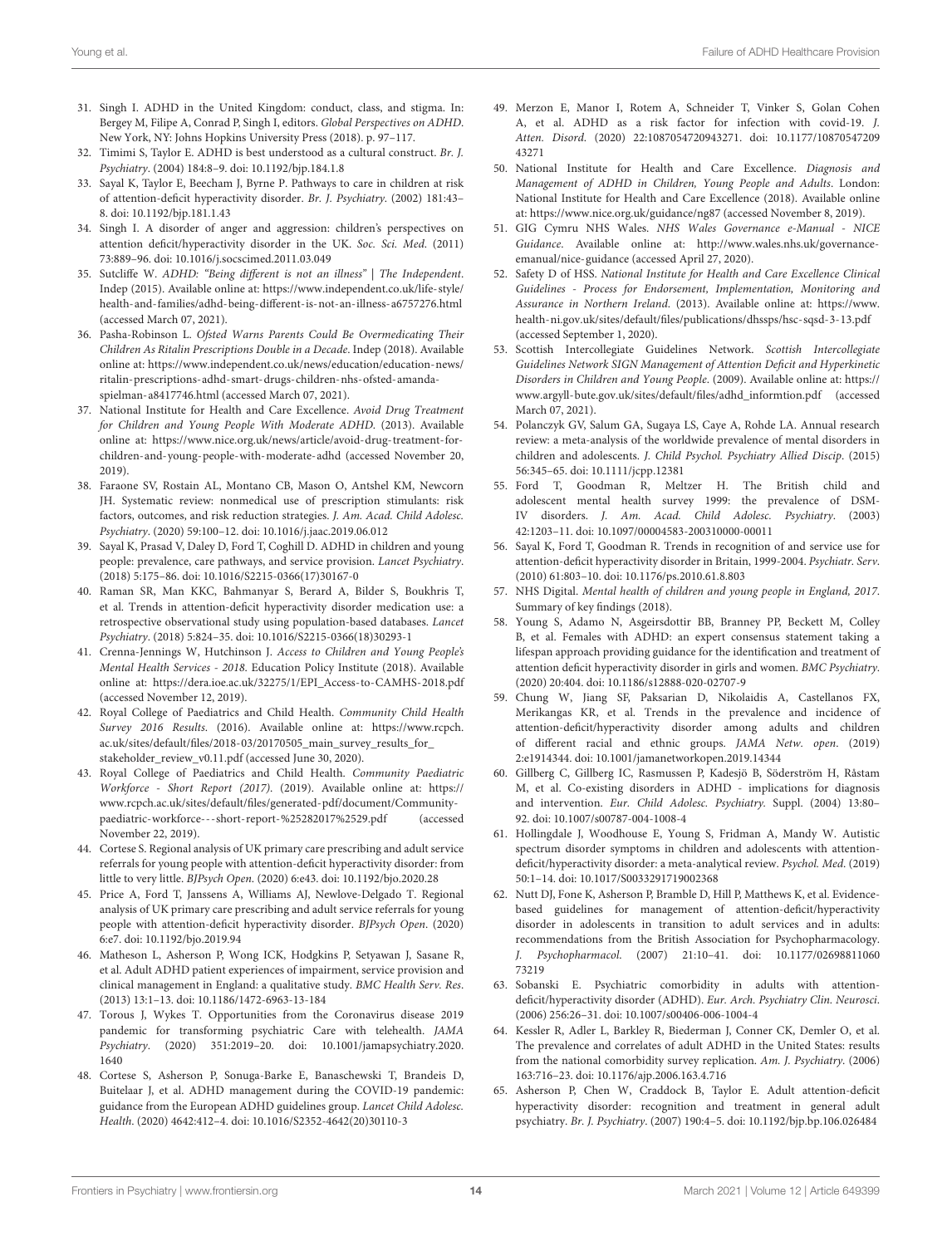31. Singh I. ADHD in the United Kingdom: conduct, class, and stigma. In: Bergey M, Filipe A, Conrad P, Singh I, editors. *Global Perspectives on ADHD*. New York, NY: Johns Hopkins University Press (2018). p. 97–117.
32. Timimi S, Taylor E. ADHD is best understood as a cultural construct. *Br. J. Psychiatry*. (2004) 184:8–9. doi: 10.1192/bjp.184.1.8
33. Sayal K, Taylor E, Beecham J, Byrne P. Pathways to care in children at risk of attention-deficit hyperactivity disorder. *Br. J. Psychiatry*. (2002) 181:43–8. doi: 10.1192/bjp.181.1.43
34. Singh I. A disorder of anger and aggression: children's perspectives on attention deficit/hyperactivity disorder in the UK. *Soc. Sci. Med*. (2011) 73:889–96. doi: 10.1016/j.socscimed.2011.03.049
35. Sutcliffe W. *ADHD: "Being different is not an illness" | The Independent*. Indep (2015). Available online at: https://www.independent.co.uk/life-style/health-and-families/adhd-being-different-is-not-an-illness-a6757276.html (accessed March 07, 2021).
36. Pasha-Robinson L. *Ofsted Warns Parents Could Be Overmedicating Their Children As Ritalin Prescriptions Double in a Decade*. Indep (2018). Available online at: https://www.independent.co.uk/news/education/education-news/ritalin-prescriptions-adhd-smart-drugs-children-nhs-ofsted-amanda-spielman-a8417746.html (accessed March 07, 2021).
37. National Institute for Health and Care Excellence. *Avoid Drug Treatment for Children and Young People With Moderate ADHD*. (2013). Available online at: https://www.nice.org.uk/news/article/avoid-drug-treatment-for-children-and-young-people-with-moderate-adhd (accessed November 20, 2019).
38. Faraone SV, Rostain AL, Montano CB, Mason O, Antshel KM, Newcorn JH. Systematic review: nonmedical use of prescription stimulants: risk factors, outcomes, and risk reduction strategies. *J. Am. Acad. Child Adolesc. Psychiatry*. (2020) 59:100–12. doi: 10.1016/j.jaac.2019.06.012
39. Sayal K, Prasad V, Daley D, Ford T, Coghill D. ADHD in children and young people: prevalence, care pathways, and service provision. *Lancet Psychiatry*. (2018) 5:175–86. doi: 10.1016/S2215-0366(17)30167-0
40. Raman SR, Man KKC, Bahmanyar S, Berard A, Bilder S, Boukhris T, et al. Trends in attention-deficit hyperactivity disorder medication use: a retrospective observational study using population-based databases. *Lancet Psychiatry*. (2018) 5:824–35. doi: 10.1016/S2215-0366(18)30293-1
41. Crenna-Jennings W, Hutchinson J. *Access to Children and Young People's Mental Health Services - 2018*. Education Policy Institute (2018). Available online at: https://dera.ioe.ac.uk/32275/1/EPI_Access-to-CAMHS-2018.pdf (accessed November 12, 2019).
42. Royal College of Paediatrics and Child Health. *Community Child Health Survey 2016 Results*. (2016). Available online at: https://www.rcpch.ac.uk/sites/default/files/2018-03/20170505_main_survey_results_for_stakeholder_review_v0.11.pdf (accessed June 30, 2020).
43. Royal College of Paediatrics and Child Health. *Community Paediatric Workforce - Short Report (2017)*. (2019). Available online at: https://www.rcpch.ac.uk/sites/default/files/generated-pdf/document/Community-paediatric-workforce---short-report-%25282017%2529.pdf (accessed November 22, 2019).
44. Cortese S. Regional analysis of UK primary care prescribing and adult service referrals for young people with attention-deficit hyperactivity disorder: from little to very little. *BJPsych Open*. (2020) 6:e43. doi: 10.1192/bjo.2020.28
45. Price A, Ford T, Janssens A, Williams AJ, Newlove-Delgado T. Regional analysis of UK primary care prescribing and adult service referrals for young people with attention-deficit hyperactivity disorder. *BJPsych Open*. (2020) 6:e7. doi: 10.1192/bjo.2019.94
46. Matheson L, Asherson P, Wong ICK, Hodgkins P, Setyawan J, Sasane R, et al. Adult ADHD patient experiences of impairment, service provision and clinical management in England: a qualitative study. *BMC Health Serv. Res*. (2013) 13:1–13. doi: 10.1186/1472-6963-13-184
47. Torous J, Wykes T. Opportunities from the Coronavirus disease 2019 pandemic for transforming psychiatric Care with telehealth. *JAMA Psychiatry*. (2020) 351:2019–20. doi: 10.1001/jamapsychiatry.2020.1640
48. Cortese S, Asherson P, Sonuga-Barke E, Banaschewski T, Brandeis D, Buitelaar J, et al. ADHD management during the COVID-19 pandemic: guidance from the European ADHD guidelines group. *Lancet Child Adolesc. Health*. (2020) 4642:412–4. doi: 10.1016/S2352-4642(20)30110-3
49. Merzon E, Manor I, Rotem A, Schneider T, Vinker S, Golan Cohen A, et al. ADHD as a risk factor for infection with covid-19. *J. Atten. Disord*. (2020) 22:1087054720943271. doi: 10.1177/1087054720943271
50. National Institute for Health and Care Excellence. *Diagnosis and Management of ADHD in Children, Young People and Adults*. London: National Institute for Health and Care Excellence (2018). Available online at: https://www.nice.org.uk/guidance/ng87 (accessed November 8, 2019).
51. GIG Cymru NHS Wales. *NHS Wales Governance e-Manual - NICE Guidance*. Available online at: http://www.wales.nhs.uk/governance-emanual/nice-guidance (accessed April 27, 2020).
52. Safety D of HSS. *National Institute for Health and Care Excellence Clinical Guidelines - Process for Endorsement, Implementation, Monitoring and Assurance in Northern Ireland*. (2013). Available online at: https://www.health-ni.gov.uk/sites/default/files/publications/dhssps/hsc-sqsd-3-13.pdf (accessed September 1, 2020).
53. Scottish Intercollegiate Guidelines Network. *Scottish Intercollegiate Guidelines Network SIGN Management of Attention Deficit and Hyperkinetic Disorders in Children and Young People*. (2009). Available online at: https://www.argyll-bute.gov.uk/sites/default/files/adhd_informtion.pdf (accessed March 07, 2021).
54. Polanczyk GV, Salum GA, Sugaya LS, Caye A, Rohde LA. Annual research review: a meta-analysis of the worldwide prevalence of mental disorders in children and adolescents. *J. Child Psychol. Psychiatry Allied Discip*. (2015) 56:345–65. doi: 10.1111/jcpp.12381
55. Ford T, Goodman R, Meltzer H. The British child and adolescent mental health survey 1999: the prevalence of DSM-IV disorders. *J. Am. Acad. Child Adolesc. Psychiatry*. (2003) 42:1203–11. doi: 10.1097/00004583-200310000-00011
56. Sayal K, Ford T, Goodman R. Trends in recognition of and service use for attention-deficit hyperactivity disorder in Britain, 1999-2004. *Psychiatr. Serv*. (2010) 61:803–10. doi: 10.1176/ps.2010.61.8.803
57. NHS Digital. *Mental health of children and young people in England, 2017*. Summary of key findings (2018).
58. Young S, Adamo N, Asgeirsdottir BB, Branney PP, Beckett M, Colley B, et al. Females with ADHD: an expert consensus statement taking a lifespan approach providing guidance for the identification and treatment of attention deficit hyperactivity disorder in girls and women. *BMC Psychiatry*. (2020) 20:404. doi: 10.1186/s12888-020-02707-9
59. Chung W, Jiang SF, Paksarian D, Nikolaidis A, Castellanos FX, Merikangas KR, et al. Trends in the prevalence and incidence of attention-deficit/hyperactivity disorder among adults and children of different racial and ethnic groups. *JAMA Netw. open*. (2019) 2:e1914344. doi: 10.1001/jamanetworkopen.2019.14344
60. Gillberg C, Gillberg IC, Rasmussen P, Kadesjö B, Söderström H, Råstam M, et al. Co-existing disorders in ADHD - implications for diagnosis and intervention. *Eur. Child Adolesc. Psychiatry*. Suppl. (2004) 13:80–92. doi: 10.1007/s00787-004-1008-4
61. Hollingdale J, Woodhouse E, Young S, Fridman A, Mandy W. Autistic spectrum disorder symptoms in children and adolescents with attention-deficit/hyperactivity disorder: a meta-analytical review. *Psychol. Med*. (2019) 50:1–14. doi: 10.1017/S0033291719002368
62. Nutt DJ, Fone K, Asherson P, Bramble D, Hill P, Matthews K, et al. Evidence-based guidelines for management of attention-deficit/hyperactivity disorder in adolescents in transition to adult services and in adults: recommendations from the British Association for Psychopharmacology. *J. Psychopharmacol*. (2007) 21:10–41. doi: 10.1177/0269881106073219
63. Sobanski E. Psychiatric comorbidity in adults with attention-deficit/hyperactivity disorder (ADHD). *Eur. Arch. Psychiatry Clin. Neurosci*. (2006) 256:26–31. doi: 10.1007/s00406-006-1004-4
64. Kessler R, Adler L, Barkley R, Biederman J, Conner CK, Demler O, et al. The prevalence and correlates of adult ADHD in the United States: results from the national comorbidity survey replication. *Am. J. Psychiatry*. (2006) 163:716–23. doi: 10.1176/ajp.2006.163.4.716
65. Asherson P, Chen W, Craddock B, Taylor E. Adult attention-deficit hyperactivity disorder: recognition and treatment in general adult psychiatry. *Br. J. Psychiatry*. (2007) 190:4–5. doi: 10.1192/bjp.bp.106.026484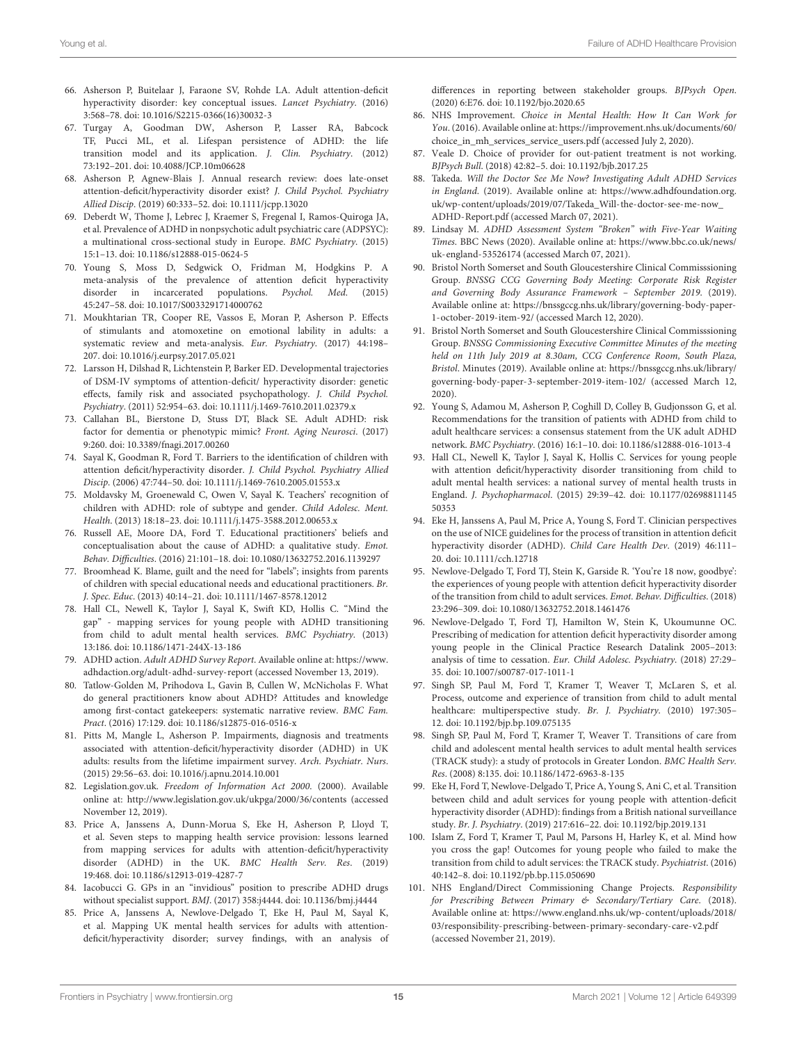66. Asherson P, Buitelaar J, Faraone SV, Rohde LA. Adult attention-deficit hyperactivity disorder: key conceptual issues. *Lancet Psychiatry*. (2016) 3:568–78. doi: 10.1016/S2215-0366(16)30032-3

67. Turgay A, Goodman DW, Asherson P, Lasser RA, Babcock TF, Pucci ML, et al. Lifespan persistence of ADHD: the life transition model and its application. *J. Clin. Psychiatry*. (2012) 73:192–201. doi: 10.4088/JCP.10m06628

68. Asherson P, Agnew-Blais J. Annual research review: does late-onset attention-deficit/hyperactivity disorder exist? *J. Child Psychol. Psychiatry Allied Discip*. (2019) 60:333–52. doi: 10.1111/jcpp.13020

69. Deberdt W, Thome J, Lebrec J, Kraemer S, Fregenal I, Ramos-Quiroga JA, et al. Prevalence of ADHD in nonpsychotic adult psychiatric care (ADPSYC): a multinational cross-sectional study in Europe. *BMC Psychiatry*. (2015) 15:1–13. doi: 10.1186/s12888-015-0624-5

70. Young S, Moss D, Sedgwick O, Fridman M, Hodgkins P. A meta-analysis of the prevalence of attention deficit hyperactivity disorder in incarcerated populations. *Psychol. Med*. (2015) 45:247–58. doi: 10.1017/S0033291714000762

71. Moukhtarian TR, Cooper RE, Vassos E, Moran P, Asherson P. Effects of stimulants and atomoxetine on emotional lability in adults: a systematic review and meta-analysis. *Eur. Psychiatry*. (2017) 44:198–207. doi: 10.1016/j.eurpsy.2017.05.021

72. Larsson H, Dilshad R, Lichtenstein P, Barker ED. Developmental trajectories of DSM-IV symptoms of attention-deficit/ hyperactivity disorder: genetic effects, family risk and associated psychopathology. *J. Child Psychol. Psychiatry*. (2011) 52:954–63. doi: 10.1111/j.1469-7610.2011.02379.x

73. Callahan BL, Bierstone D, Stuss DT, Black SE. Adult ADHD: risk factor for dementia or phenotypic mimic? *Front. Aging Neurosci*. (2017) 9:260. doi: 10.3389/fnagi.2017.00260

74. Sayal K, Goodman R, Ford T. Barriers to the identification of children with attention deficit/hyperactivity disorder. *J. Child Psychol. Psychiatry Allied Discip*. (2006) 47:744–50. doi: 10.1111/j.1469-7610.2005.01553.x

75. Moldavsky M, Groenewald C, Owen V, Sayal K. Teachers' recognition of children with ADHD: role of subtype and gender. *Child Adolesc. Ment. Health*. (2013) 18:18–23. doi: 10.1111/j.1475-3588.2012.00653.x

76. Russell AE, Moore DA, Ford T. Educational practitioners' beliefs and conceptualisation about the cause of ADHD: a qualitative study. *Emot. Behav. Difficulties*. (2016) 21:101–18. doi: 10.1080/13632752.2016.1139297

77. Broomhead K. Blame, guilt and the need for "labels"; insights from parents of children with special educational needs and educational practitioners. *Br. J. Spec. Educ*. (2013) 40:14–21. doi: 10.1111/1467-8578.12012

78. Hall CL, Newell K, Taylor J, Sayal K, Swift KD, Hollis C. "Mind the gap" - mapping services for young people with ADHD transitioning from child to adult mental health services. *BMC Psychiatry*. (2013) 13:186. doi: 10.1186/1471-244X-13-186

79. ADHD action. *Adult ADHD Survey Report*. Available online at: https://www.adhdaction.org/adult-adhd-survey-report (accessed November 13, 2019).

80. Tatlow-Golden M, Prihodova L, Gavin B, Cullen W, McNicholas F. What do general practitioners know about ADHD? Attitudes and knowledge among first-contact gatekeepers: systematic narrative review. *BMC Fam. Pract*. (2016) 17:129. doi: 10.1186/s12875-016-0516-x

81. Pitts M, Mangle L, Asherson P. Impairments, diagnosis and treatments associated with attention-deficit/hyperactivity disorder (ADHD) in UK adults: results from the lifetime impairment survey. *Arch. Psychiatr. Nurs*. (2015) 29:56–63. doi: 10.1016/j.apnu.2014.10.001

82. Legislation.gov.uk. *Freedom of Information Act 2000*. (2000). Available online at: http://www.legislation.gov.uk/ukpga/2000/36/contents (accessed November 12, 2019).

83. Price A, Janssens A, Dunn-Morua S, Eke H, Asherson P, Lloyd T, et al. Seven steps to mapping health service provision: lessons learned from mapping services for adults with attention-deficit/hyperactivity disorder (ADHD) in the UK. *BMC Health Serv. Res*. (2019) 19:468. doi: 10.1186/s12913-019-4287-7

84. Iacobucci G. GPs in an "invidious" position to prescribe ADHD drugs without specialist support. *BMJ*. (2017) 358:j4444. doi: 10.1136/bmj.j4444

85. Price A, Janssens A, Newlove-Delgado T, Eke H, Paul M, Sayal K, et al. Mapping UK mental health services for adults with attention-deficit/hyperactivity disorder; survey findings, with an analysis of differences in reporting between stakeholder groups. *BJPsych Open*. (2020) 6:E76. doi: 10.1192/bjo.2020.65

86. NHS Improvement. *Choice in Mental Health: How It Can Work for You*. (2016). Available online at: https://improvement.nhs.uk/documents/60/choice_in_mh_services_service_users.pdf (accessed July 2, 2020).

87. Veale D. Choice of provider for out-patient treatment is not working. *BJPsych Bull*. (2018) 42:82–5. doi: 10.1192/bjb.2017.25

88. Takeda. *Will the Doctor See Me Now? Investigating Adult ADHD Services in England*. (2019). Available online at: https://www.adhdfoundation.org.uk/wp-content/uploads/2019/07/Takeda_Will-the-doctor-see-me-now_ADHD-Report.pdf (accessed March 07, 2021).

89. Lindsay M. *ADHD Assessment System "Broken" with Five-Year Waiting Times*. BBC News (2020). Available online at: https://www.bbc.co.uk/news/uk-england-53526174 (accessed March 07, 2021).

90. Bristol North Somerset and South Gloucestershire Clinical Commisssioning Group. *BNSSG CCG Governing Body Meeting: Corporate Risk Register and Governing Body Assurance Framework – September 2019*. (2019). Available online at: https://bnssgccg.nhs.uk/library/governing-body-paper-1-october-2019-item-92/ (accessed March 12, 2020).

91. Bristol North Somerset and South Gloucestershire Clinical Commisssioning Group. *BNSSG Commissioning Executive Committee Minutes of the meeting held on 11th July 2019 at 8.30am, CCG Conference Room, South Plaza, Bristol*. Minutes (2019). Available online at: https://bnssgccg.nhs.uk/library/governing-body-paper-3-september-2019-item-102/ (accessed March 12, 2020).

92. Young S, Adamou M, Asherson P, Coghill D, Colley B, Gudjonsson G, et al. Recommendations for the transition of patients with ADHD from child to adult healthcare services: a consensus statement from the UK adult ADHD network. *BMC Psychiatry*. (2016) 16:1–10. doi: 10.1186/s12888-016-1013-4

93. Hall CL, Newell K, Taylor J, Sayal K, Hollis C. Services for young people with attention deficit/hyperactivity disorder transitioning from child to adult mental health services: a national survey of mental health trusts in England. *J. Psychopharmacol*. (2015) 29:39–42. doi: 10.1177/0269881114550353

94. Eke H, Janssens A, Paul M, Price A, Young S, Ford T. Clinician perspectives on the use of NICE guidelines for the process of transition in attention deficit hyperactivity disorder (ADHD). *Child Care Health Dev*. (2019) 46:111–20. doi: 10.1111/cch.12718

95. Newlove-Delgado T, Ford TJ, Stein K, Garside R. 'You're 18 now, goodbye': the experiences of young people with attention deficit hyperactivity disorder of the transition from child to adult services. *Emot. Behav. Difficulties*. (2018) 23:296–309. doi: 10.1080/13632752.2018.1461476

96. Newlove-Delgado T, Ford TJ, Hamilton W, Stein K, Ukoumunne OC. Prescribing of medication for attention deficit hyperactivity disorder among young people in the Clinical Practice Research Datalink 2005–2013: analysis of time to cessation. *Eur. Child Adolesc. Psychiatry*. (2018) 27:29–35. doi: 10.1007/s00787-017-1011-1

97. Singh SP, Paul M, Ford T, Kramer T, Weaver T, McLaren S, et al. Process, outcome and experience of transition from child to adult mental healthcare: multiperspective study. *Br. J. Psychiatry*. (2010) 197:305–12. doi: 10.1192/bjp.bp.109.075135

98. Singh SP, Paul M, Ford T, Kramer T, Weaver T. Transitions of care from child and adolescent mental health services to adult mental health services (TRACK study): a study of protocols in Greater London. *BMC Health Serv. Res*. (2008) 8:135. doi: 10.1186/1472-6963-8-135

99. Eke H, Ford T, Newlove-Delgado T, Price A, Young S, Ani C, et al. Transition between child and adult services for young people with attention-deficit hyperactivity disorder (ADHD): findings from a British national surveillance study. *Br. J. Psychiatry*. (2019) 217:616–22. doi: 10.1192/bjp.2019.131

100. Islam Z, Ford T, Kramer T, Paul M, Parsons H, Harley K, et al. Mind how you cross the gap! Outcomes for young people who failed to make the transition from child to adult services: the TRACK study. *Psychiatrist*. (2016) 40:142–8. doi: 10.1192/pb.bp.115.050690

101. NHS England/Direct Commissioning Change Projects. *Responsibility for Prescribing Between Primary & Secondary/Tertiary Care*. (2018). Available online at: https://www.england.nhs.uk/wp-content/uploads/2018/03/responsibility-prescribing-between-primary-secondary-care-v2.pdf (accessed November 21, 2019).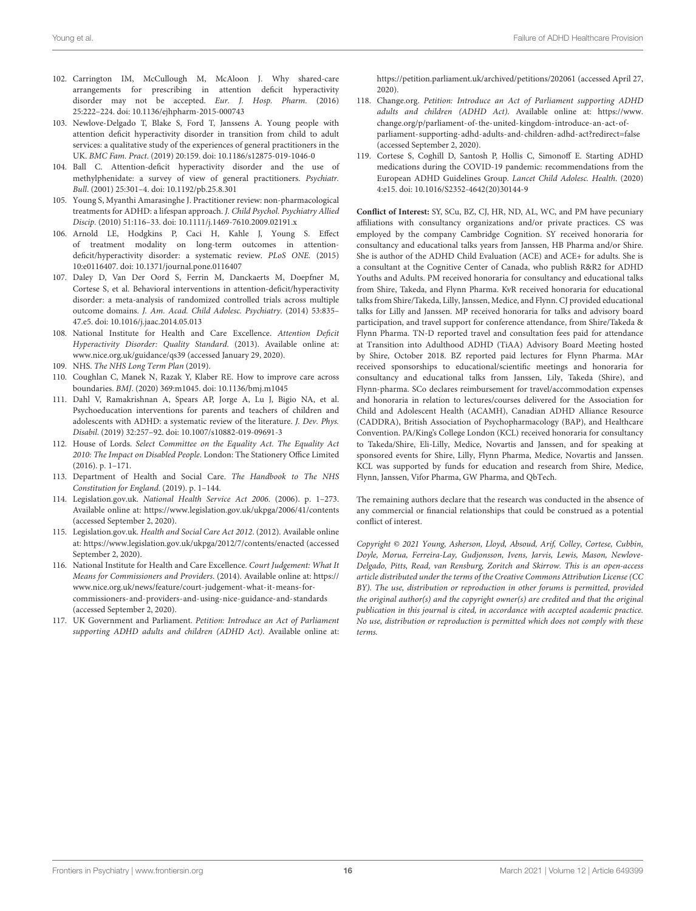102. Carrington IM, McCullough M, McAloon J. Why shared-care arrangements for prescribing in attention deficit hyperactivity disorder may not be accepted. *Eur. J. Hosp. Pharm.* (2016) 25:222–224. doi: 10.1136/ejhpharm-2015-000743

103. Newlove-Delgado T, Blake S, Ford T, Janssens A. Young people with attention deficit hyperactivity disorder in transition from child to adult services: a qualitative study of the experiences of general practitioners in the UK. *BMC Fam. Pract.* (2019) 20:159. doi: 10.1186/s12875-019-1046-0

104. Ball C. Attention-deficit hyperactivity disorder and the use of methylphenidate: a survey of view of general practitioners. *Psychiatr. Bull.* (2001) 25:301–4. doi: 10.1192/pb.25.8.301

105. Young S, Myanthi Amarasinghe J. Practitioner review: non-pharmacological treatments for ADHD: a lifespan approach. *J. Child Psychol. Psychiatry Allied Discip.* (2010) 51:116–33. doi: 10.1111/j.1469-7610.2009.02191.x

106. Arnold LE, Hodgkins P, Caci H, Kahle J, Young S. Effect of treatment modality on long-term outcomes in attention-deficit/hyperactivity disorder: a systematic review. *PLoS ONE.* (2015) 10:e0116407. doi: 10.1371/journal.pone.0116407

107. Daley D, Van Der Oord S, Ferrin M, Danckaerts M, Doepfner M, Cortese S, et al. Behavioral interventions in attention-deficit/hyperactivity disorder: a meta-analysis of randomized controlled trials across multiple outcome domains. *J. Am. Acad. Child Adolesc. Psychiatry*. (2014) 53:835–47.e5. doi: 10.1016/j.jaac.2014.05.013

108. National Institute for Health and Care Excellence. *Attention Deficit Hyperactivity Disorder: Quality Standard*. (2013). Available online at: www.nice.org.uk/guidance/qs39 (accessed January 29, 2020).

109. NHS. *The NHS Long Term Plan* (2019).

110. Coughlan C, Manek N, Razak Y, Klaber RE. How to improve care across boundaries. *BMJ*. (2020) 369:m1045. doi: 10.1136/bmj.m1045

111. Dahl V, Ramakrishnan A, Spears AP, Jorge A, Lu J, Bigio NA, et al. Psychoeducation interventions for parents and teachers of children and adolescents with ADHD: a systematic review of the literature. *J. Dev. Phys. Disabil.* (2019) 32:257–92. doi: 10.1007/s10882-019-09691-3

112. House of Lords. *Select Committee on the Equality Act. The Equality Act 2010: The Impact on Disabled People*. London: The Stationery Office Limited (2016). p. 1–171.

113. Department of Health and Social Care. *The Handbook to The NHS Constitution for England*. (2019). p. 1–144.

114. Legislation.gov.uk. *National Health Service Act 2006*. (2006). p. 1–273. Available online at: https://www.legislation.gov.uk/ukpga/2006/41/contents (accessed September 2, 2020).

115. Legislation.gov.uk. *Health and Social Care Act 2012*. (2012). Available online at: https://www.legislation.gov.uk/ukpga/2012/7/contents/enacted (accessed September 2, 2020).

116. National Institute for Health and Care Excellence. *Court Judgement: What It Means for Commissioners and Providers*. (2014). Available online at: https://www.nice.org.uk/news/feature/court-judgement-what-it-means-for-commissioners-and-providers-and-using-nice-guidance-and-standards (accessed September 2, 2020).

117. UK Government and Parliament. *Petition: Introduce an Act of Parliament supporting ADHD adults and children (ADHD Act)*. Available online at: https://petition.parliament.uk/archived/petitions/202061 (accessed April 27, 2020).

118. Change.org. *Petition: Introduce an Act of Parliament supporting ADHD adults and children (ADHD Act)*. Available online at: https://www.change.org/p/parliament-of-the-united-kingdom-introduce-an-act-of-parliament-supporting-adhd-adults-and-children-adhd-act?redirect=false (accessed September 2, 2020).

119. Cortese S, Coghill D, Santosh P, Hollis C, Simonoff E. Starting ADHD medications during the COVID-19 pandemic: recommendations from the European ADHD Guidelines Group. *Lancet Child Adolesc. Health*. (2020) 4:e15. doi: 10.1016/S2352-4642(20)30144-9

**Conflict of Interest:** SY, SCu, BZ, CJ, HR, ND, AL, WC, and PM have pecuniary affiliations with consultancy organizations and/or private practices. CS was employed by the company Cambridge Cognition. SY received honoraria for consultancy and educational talks years from Janssen, HB Pharma and/or Shire. She is author of the ADHD Child Evaluation (ACE) and ACE+ for adults. She is a consultant at the Cognitive Center of Canada, who publish R&R2 for ADHD Youths and Adults. PM received honoraria for consultancy and educational talks from Shire, Takeda, and Flynn Pharma. KvR received honoraria for educational talks from Shire/Takeda, Lilly, Janssen, Medice, and Flynn. CJ provided educational talks for Lilly and Janssen. MP received honoraria for talks and advisory board participation, and travel support for conference attendance, from Shire/Takeda & Flynn Pharma. TN-D reported travel and consultation fees paid for attendance at Transition into Adulthood ADHD (TiAA) Advisory Board Meeting hosted by Shire, October 2018. BZ reported paid lectures for Flynn Pharma. MAr received sponsorships to educational/scientific meetings and honoraria for consultancy and educational talks from Janssen, Lily, Takeda (Shire), and Flynn-pharma. SCo declares reimbursement for travel/accommodation expenses and honoraria in relation to lectures/courses delivered for the Association for Child and Adolescent Health (ACAMH), Canadian ADHD Alliance Resource (CADDRA), British Association of Psychopharmacology (BAP), and Healthcare Convention. PA/King's College London (KCL) received honoraria for consultancy to Takeda/Shire, Eli-Lilly, Medice, Novartis and Janssen, and for speaking at sponsored events for Shire, Lilly, Flynn Pharma, Medice, Novartis and Janssen. KCL was supported by funds for education and research from Shire, Medice, Flynn, Janssen, Vifor Pharma, GW Pharma, and QbTech.

The remaining authors declare that the research was conducted in the absence of any commercial or financial relationships that could be construed as a potential conflict of interest.

*Copyright © 2021 Young, Asherson, Lloyd, Absoud, Arif, Colley, Cortese, Cubbin, Doyle, Morua, Ferreira-Lay, Gudjonsson, Ivens, Jarvis, Lewis, Mason, Newlove-Delgado, Pitts, Read, van Rensburg, Zoritch and Skirrow. This is an open-access article distributed under the terms of the Creative Commons Attribution License (CC BY). The use, distribution or reproduction in other forums is permitted, provided the original author(s) and the copyright owner(s) are credited and that the original publication in this journal is cited, in accordance with accepted academic practice. No use, distribution or reproduction is permitted which does not comply with these terms.*